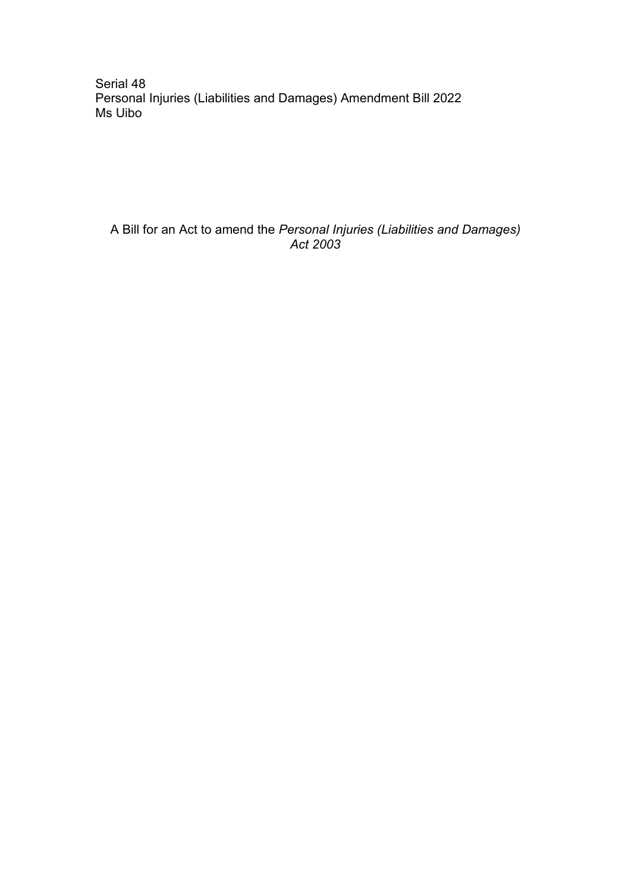Serial 48
Personal Injuries (Liabilities and Damages) Amendment Bill 2022
Ms Uibo

A Bill for an Act to amend the *Personal Injuries (Liabilities and Damages) Act 2003*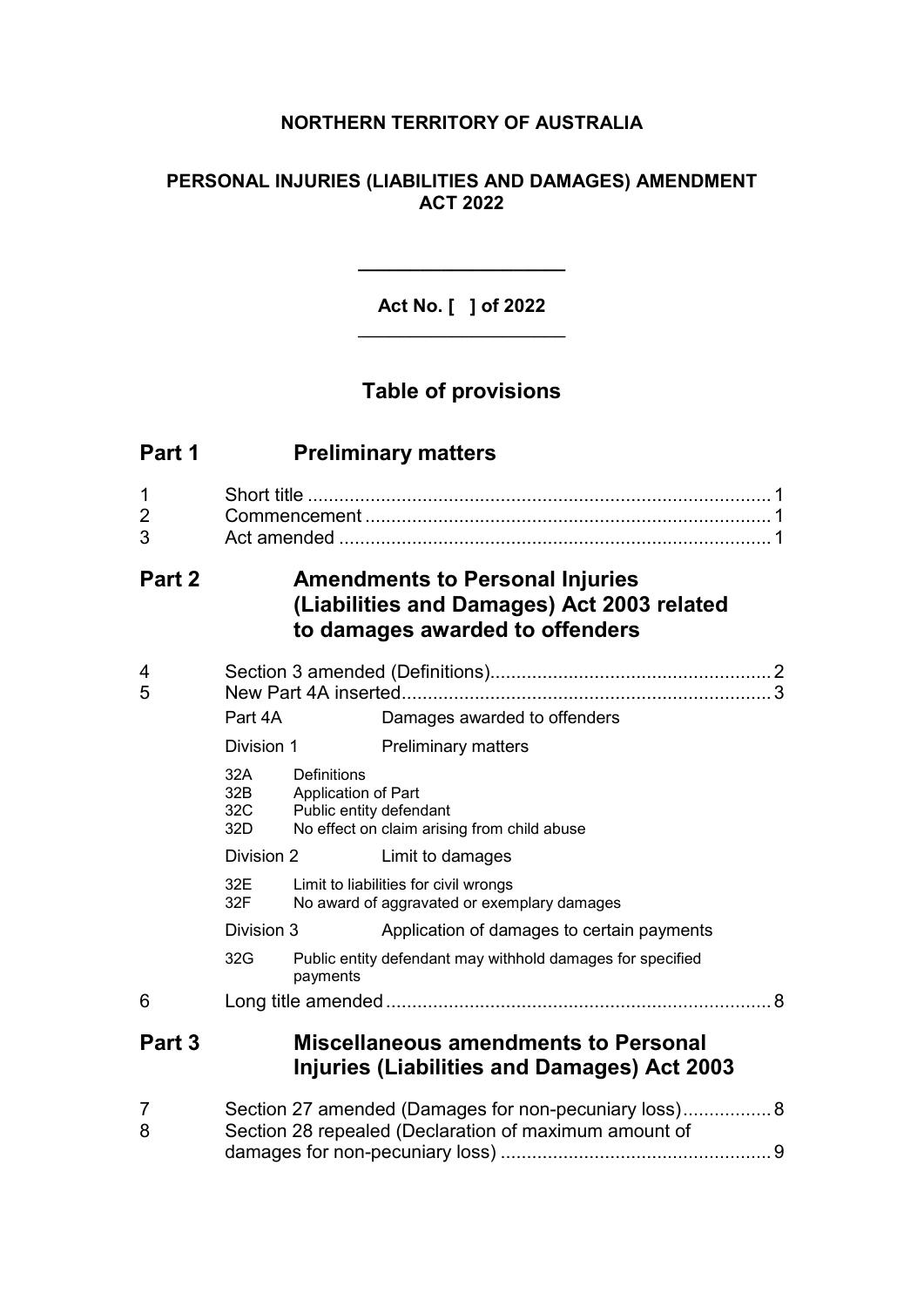**NORTHERN TERRITORY OF AUSTRALIA**

**PERSONAL INJURIES (LIABILITIES AND DAMAGES) AMENDMENT ACT 2022**

**Act No. [ ] of 2022**

## Table of provisions

## Part 1 Preliminary matters

1 Short title ............ 1
2 Commencement ............ 1
3 Act amended ............ 1

## Part 2 Amendments to Personal Injuries (Liabilities and Damages) Act 2003 related to damages awarded to offenders

4 Section 3 amended (Definitions) ............ 2
5 New Part 4A inserted ............ 3

Part 4A Damages awarded to offenders

Division 1 Preliminary matters

32A Definitions
32B Application of Part
32C Public entity defendant
32D No effect on claim arising from child abuse

Division 2 Limit to damages

32E Limit to liabilities for civil wrongs
32F No award of aggravated or exemplary damages

Division 3 Application of damages to certain payments

32G Public entity defendant may withhold damages for specified payments

6 Long title amended ............ 8

## Part 3 Miscellaneous amendments to Personal Injuries (Liabilities and Damages) Act 2003

7 Section 27 amended (Damages for non-pecuniary loss) ............ 8
8 Section 28 repealed (Declaration of maximum amount of damages for non-pecuniary loss) ............ 9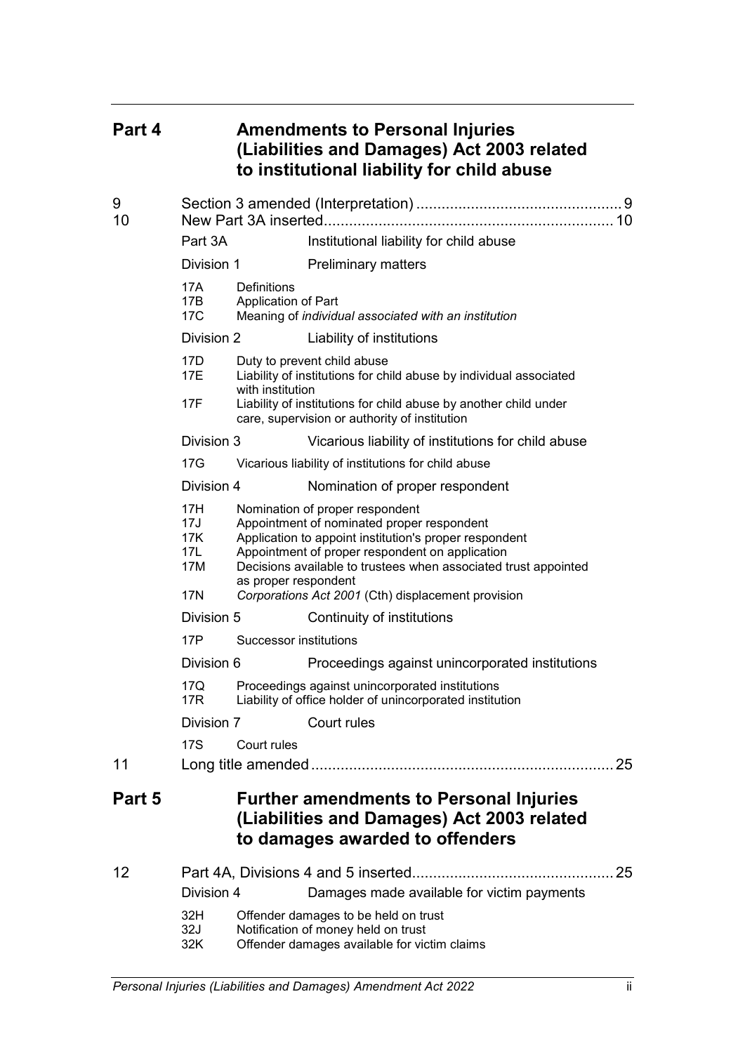## Part 4 Amendments to Personal Injuries (Liabilities and Damages) Act 2003 related to institutional liability for child abuse

9 Section 3 amended (Interpretation) ................................................ 9

10 New Part 3A inserted .................................................................... 10

Part 3A Institutional liability for child abuse

Division 1 Preliminary matters

17A Definitions
17B Application of Part
17C Meaning of *individual associated with an institution*

Division 2 Liability of institutions

17D Duty to prevent child abuse
17E Liability of institutions for child abuse by individual associated with institution
17F Liability of institutions for child abuse by another child under care, supervision or authority of institution

Division 3 Vicarious liability of institutions for child abuse

17G Vicarious liability of institutions for child abuse

Division 4 Nomination of proper respondent

17H Nomination of proper respondent
17J Appointment of nominated proper respondent
17K Application to appoint institution's proper respondent
17L Appointment of proper respondent on application
17M Decisions available to trustees when associated trust appointed as proper respondent
17N *Corporations Act 2001* (Cth) displacement provision

Division 5 Continuity of institutions

17P Successor institutions

Division 6 Proceedings against unincorporated institutions

17Q Proceedings against unincorporated institutions
17R Liability of office holder of unincorporated institution

Division 7 Court rules

17S Court rules

11 Long title amended ....................................................................... 25

## Part 5 Further amendments to Personal Injuries (Liabilities and Damages) Act 2003 related to damages awarded to offenders

12 Part 4A, Divisions 4 and 5 inserted ............................................... 25

Division 4 Damages made available for victim payments

32H Offender damages to be held on trust
32J Notification of money held on trust
32K Offender damages available for victim claims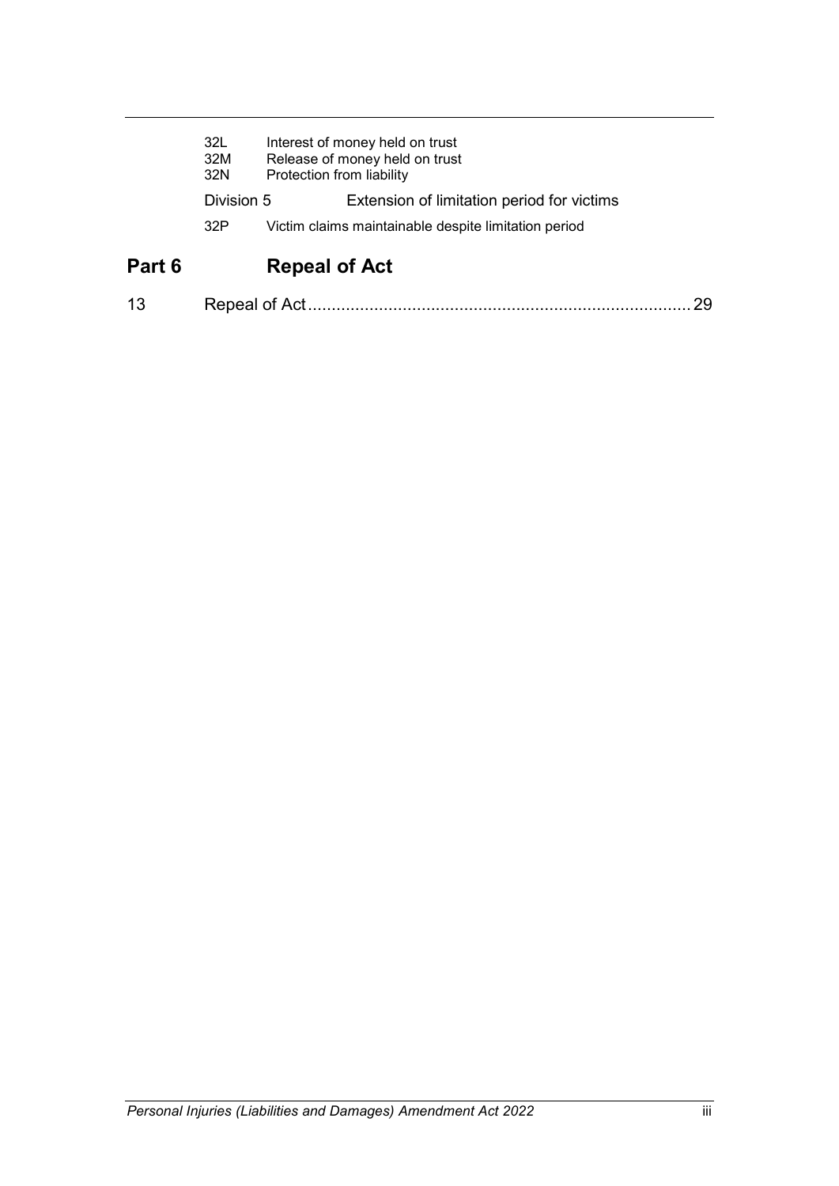32L Interest of money held on trust
32M Release of money held on trust
32N Protection from liability

Division 5 Extension of limitation period for victims

32P Victim claims maintainable despite limitation period

# Part 6 Repeal of Act

13 Repeal of Act ................................................................................ 29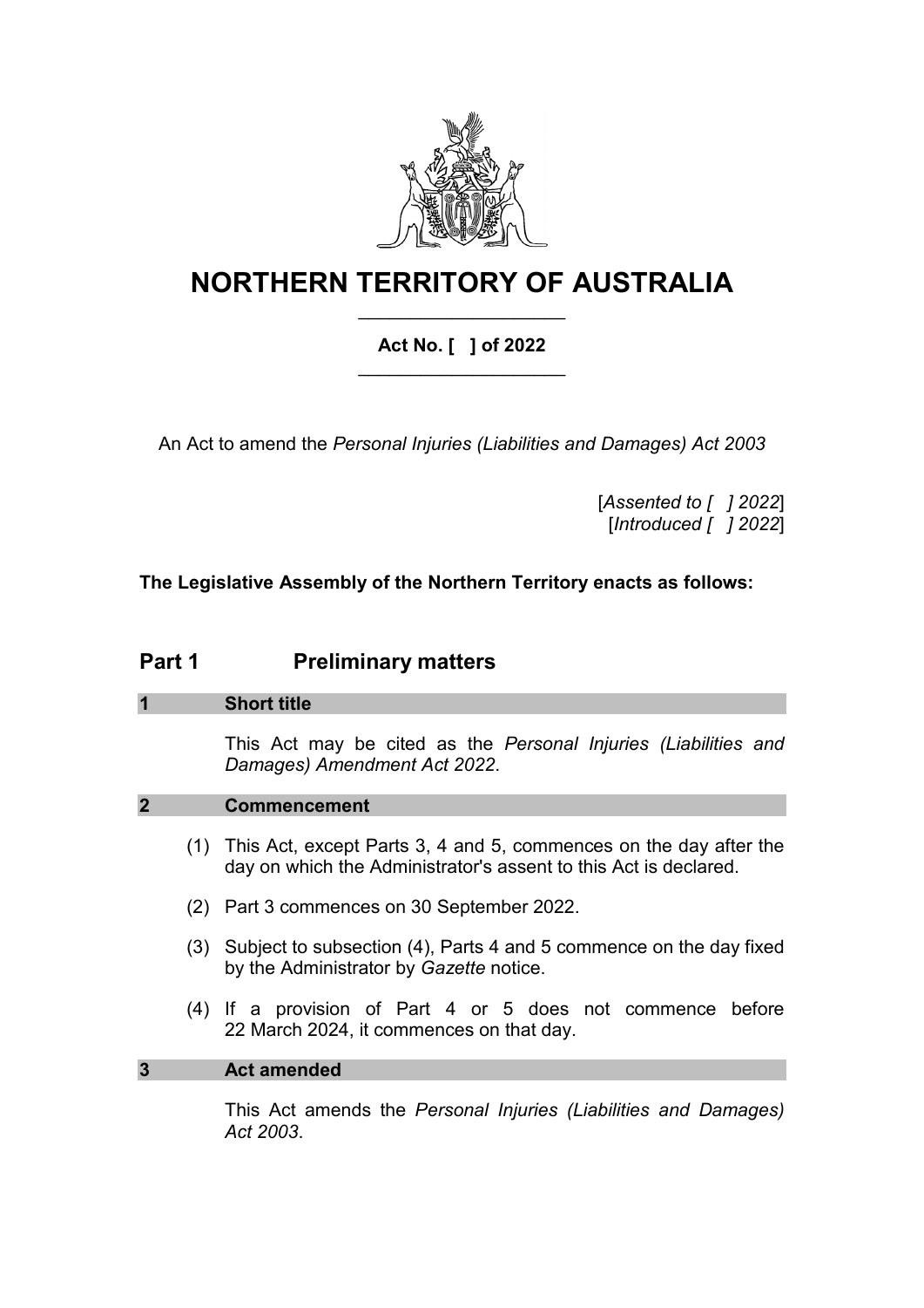# NORTHERN TERRITORY OF AUSTRALIA

**Act No. [ ] of 2022**

An Act to amend the *Personal Injuries (Liabilities and Damages) Act 2003*

[*Assented to [ ] 2022*]
[*Introduced [ ] 2022*]

**The Legislative Assembly of the Northern Territory enacts as follows:**

## Part 1 Preliminary matters

### 1 Short title

This Act may be cited as the *Personal Injuries (Liabilities and Damages) Amendment Act 2022*.

### 2 Commencement

(1) This Act, except Parts 3, 4 and 5, commences on the day after the day on which the Administrator's assent to this Act is declared.

(2) Part 3 commences on 30 September 2022.

(3) Subject to subsection (4), Parts 4 and 5 commence on the day fixed by the Administrator by *Gazette* notice.

(4) If a provision of Part 4 or 5 does not commence before 22 March 2024, it commences on that day.

### 3 Act amended

This Act amends the *Personal Injuries (Liabilities and Damages) Act 2003*.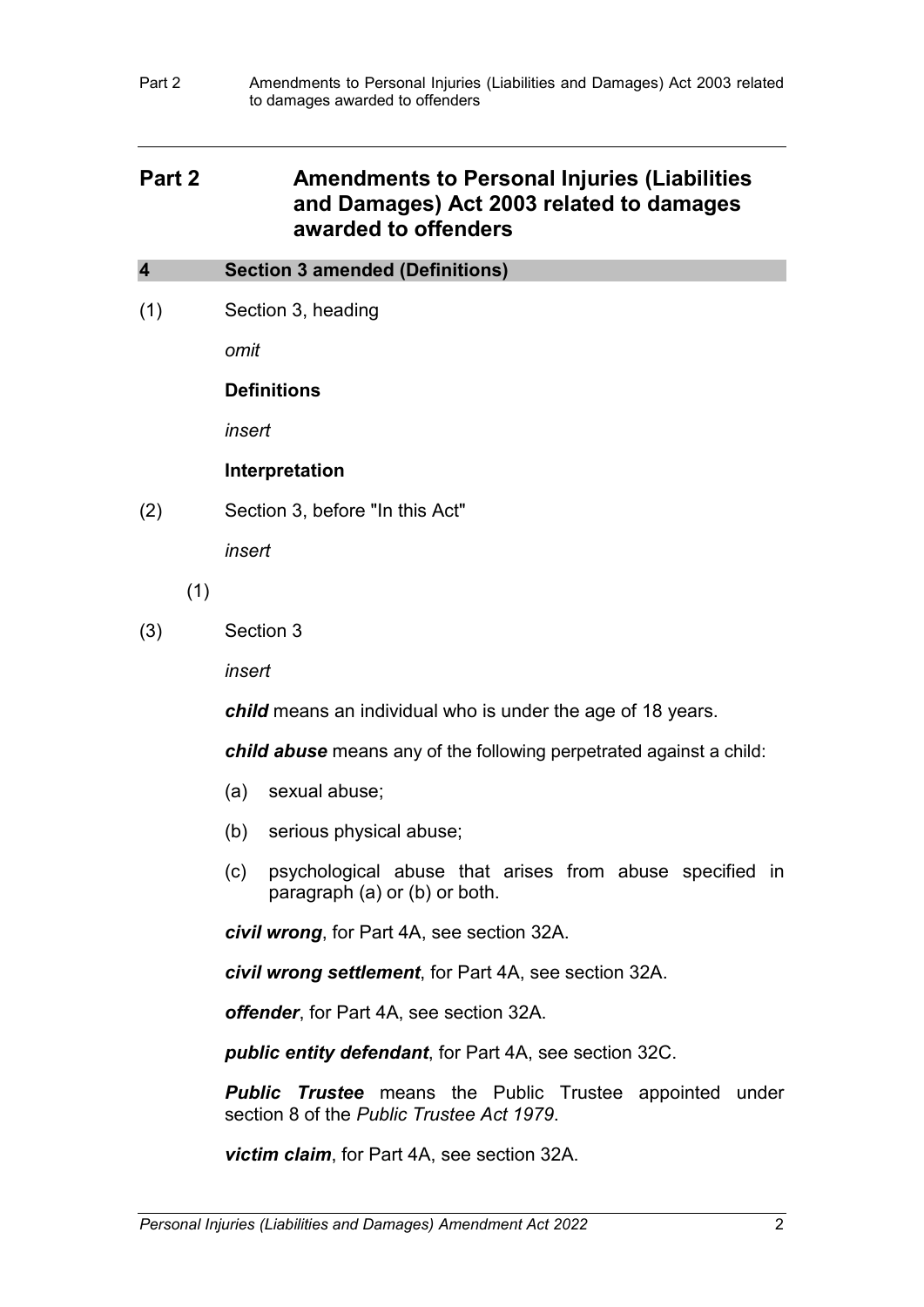## Part 2 Amendments to Personal Injuries (Liabilities and Damages) Act 2003 related to damages awarded to offenders

### 4 Section 3 amended (Definitions)

(1) Section 3, heading

*omit*

**Definitions**

*insert*

**Interpretation**

(2) Section 3, before "In this Act"

*insert*

(1)

(3) Section 3

*insert*

***child*** means an individual who is under the age of 18 years.

***child abuse*** means any of the following perpetrated against a child:

(a) sexual abuse;

(b) serious physical abuse;

(c) psychological abuse that arises from abuse specified in paragraph (a) or (b) or both.

***civil wrong***, for Part 4A, see section 32A.

***civil wrong settlement***, for Part 4A, see section 32A.

***offender***, for Part 4A, see section 32A.

***public entity defendant***, for Part 4A, see section 32C.

***Public Trustee*** means the Public Trustee appointed under section 8 of the *Public Trustee Act 1979*.

***victim claim***, for Part 4A, see section 32A.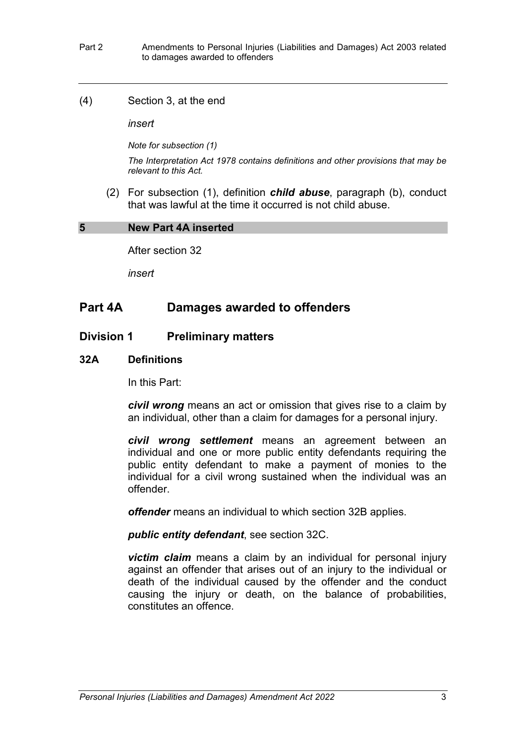(4) Section 3, at the end

*insert*

*Note for subsection (1)*

*The Interpretation Act 1978 contains definitions and other provisions that may be relevant to this Act.*

(2) For subsection (1), definition ***child abuse***, paragraph (b), conduct that was lawful at the time it occurred is not child abuse.

**5 New Part 4A inserted**

After section 32

*insert*

## Part 4A Damages awarded to offenders

### Division 1 Preliminary matters

**32A Definitions**

In this Part:

***civil wrong*** means an act or omission that gives rise to a claim by an individual, other than a claim for damages for a personal injury.

***civil wrong settlement*** means an agreement between an individual and one or more public entity defendants requiring the public entity defendant to make a payment of monies to the individual for a civil wrong sustained when the individual was an offender.

***offender*** means an individual to which section 32B applies.

***public entity defendant***, see section 32C.

***victim claim*** means a claim by an individual for personal injury against an offender that arises out of an injury to the individual or death of the individual caused by the offender and the conduct causing the injury or death, on the balance of probabilities, constitutes an offence.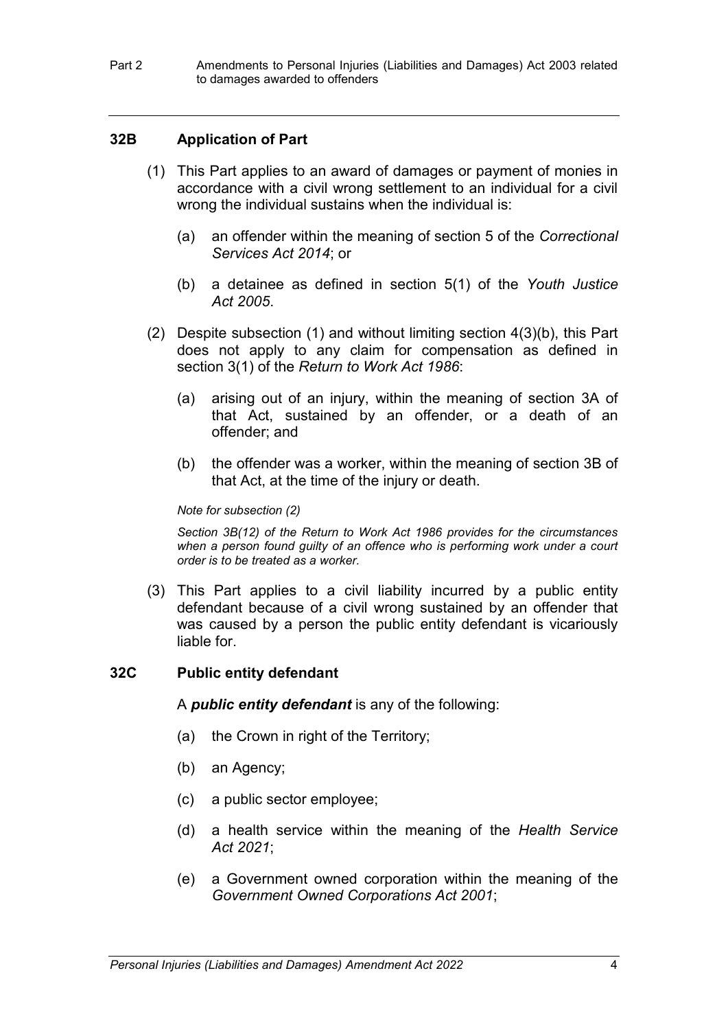### 32B Application of Part

(1) This Part applies to an award of damages or payment of monies in accordance with a civil wrong settlement to an individual for a civil wrong the individual sustains when the individual is:

(a) an offender within the meaning of section 5 of the *Correctional Services Act 2014*; or

(b) a detainee as defined in section 5(1) of the *Youth Justice Act 2005*.

(2) Despite subsection (1) and without limiting section 4(3)(b), this Part does not apply to any claim for compensation as defined in section 3(1) of the *Return to Work Act 1986*:

(a) arising out of an injury, within the meaning of section 3A of that Act, sustained by an offender, or a death of an offender; and

(b) the offender was a worker, within the meaning of section 3B of that Act, at the time of the injury or death.

*Note for subsection (2)*

*Section 3B(12) of the Return to Work Act 1986 provides for the circumstances when a person found guilty of an offence who is performing work under a court order is to be treated as a worker.*

(3) This Part applies to a civil liability incurred by a public entity defendant because of a civil wrong sustained by an offender that was caused by a person the public entity defendant is vicariously liable for.

### 32C Public entity defendant

A ***public entity defendant*** is any of the following:

(a) the Crown in right of the Territory;

(b) an Agency;

(c) a public sector employee;

(d) a health service within the meaning of the *Health Service Act 2021*;

(e) a Government owned corporation within the meaning of the *Government Owned Corporations Act 2001*;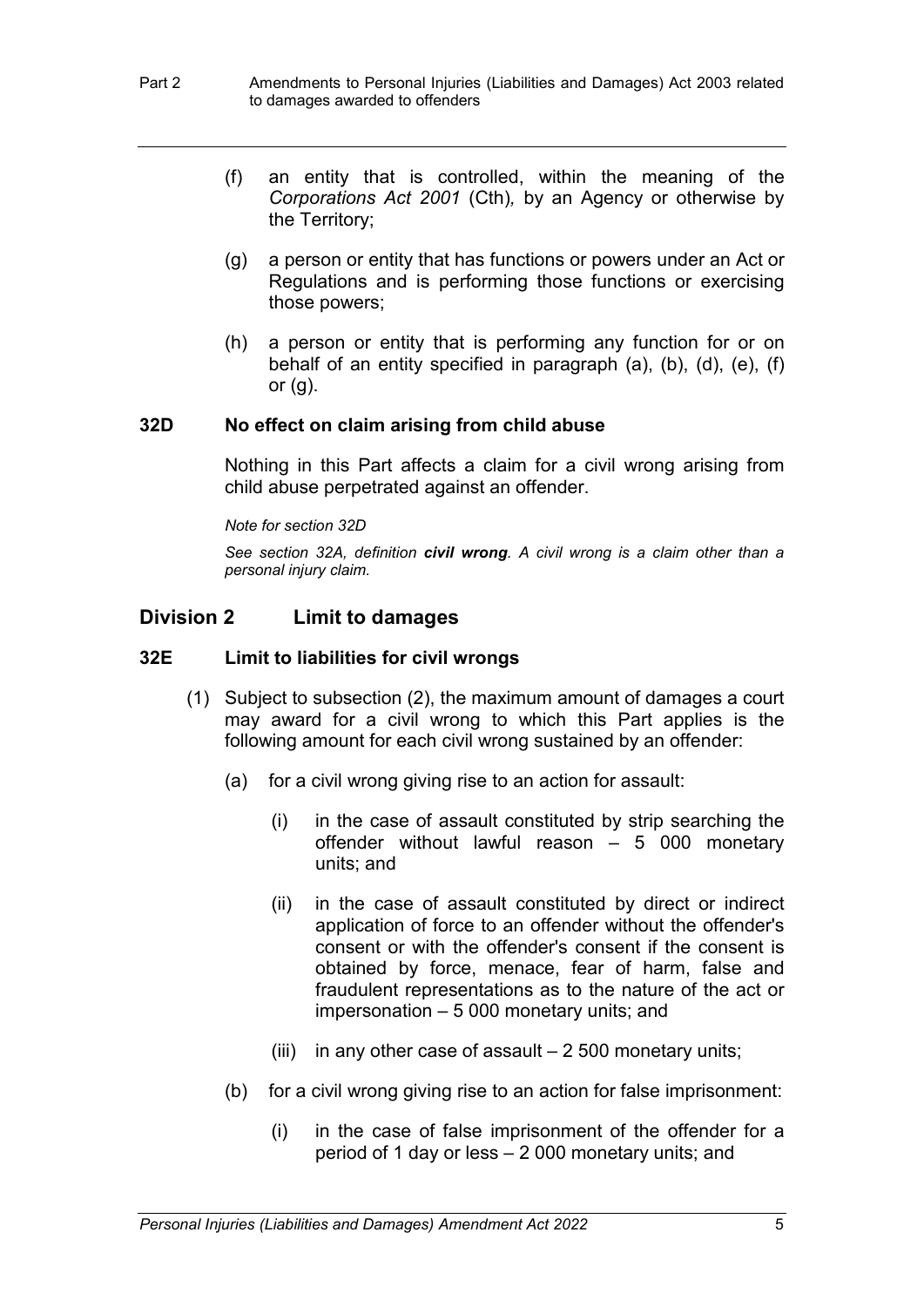(f) an entity that is controlled, within the meaning of the *Corporations Act 2001* (Cth)*,* by an Agency or otherwise by the Territory;

(g) a person or entity that has functions or powers under an Act or Regulations and is performing those functions or exercising those powers;

(h) a person or entity that is performing any function for or on behalf of an entity specified in paragraph (a), (b), (d), (e), (f) or (g).

### 32D No effect on claim arising from child abuse

Nothing in this Part affects a claim for a civil wrong arising from child abuse perpetrated against an offender.

*Note for section 32D*

*See section 32A, definition **civil wrong**. A civil wrong is a claim other than a personal injury claim.*

## Division 2 Limit to damages

### 32E Limit to liabilities for civil wrongs

(1) Subject to subsection (2), the maximum amount of damages a court may award for a civil wrong to which this Part applies is the following amount for each civil wrong sustained by an offender:

(a) for a civil wrong giving rise to an action for assault:

(i) in the case of assault constituted by strip searching the offender without lawful reason – 5 000 monetary units; and

(ii) in the case of assault constituted by direct or indirect application of force to an offender without the offender's consent or with the offender's consent if the consent is obtained by force, menace, fear of harm, false and fraudulent representations as to the nature of the act or impersonation – 5 000 monetary units; and

(iii) in any other case of assault – 2 500 monetary units;

(b) for a civil wrong giving rise to an action for false imprisonment:

(i) in the case of false imprisonment of the offender for a period of 1 day or less – 2 000 monetary units; and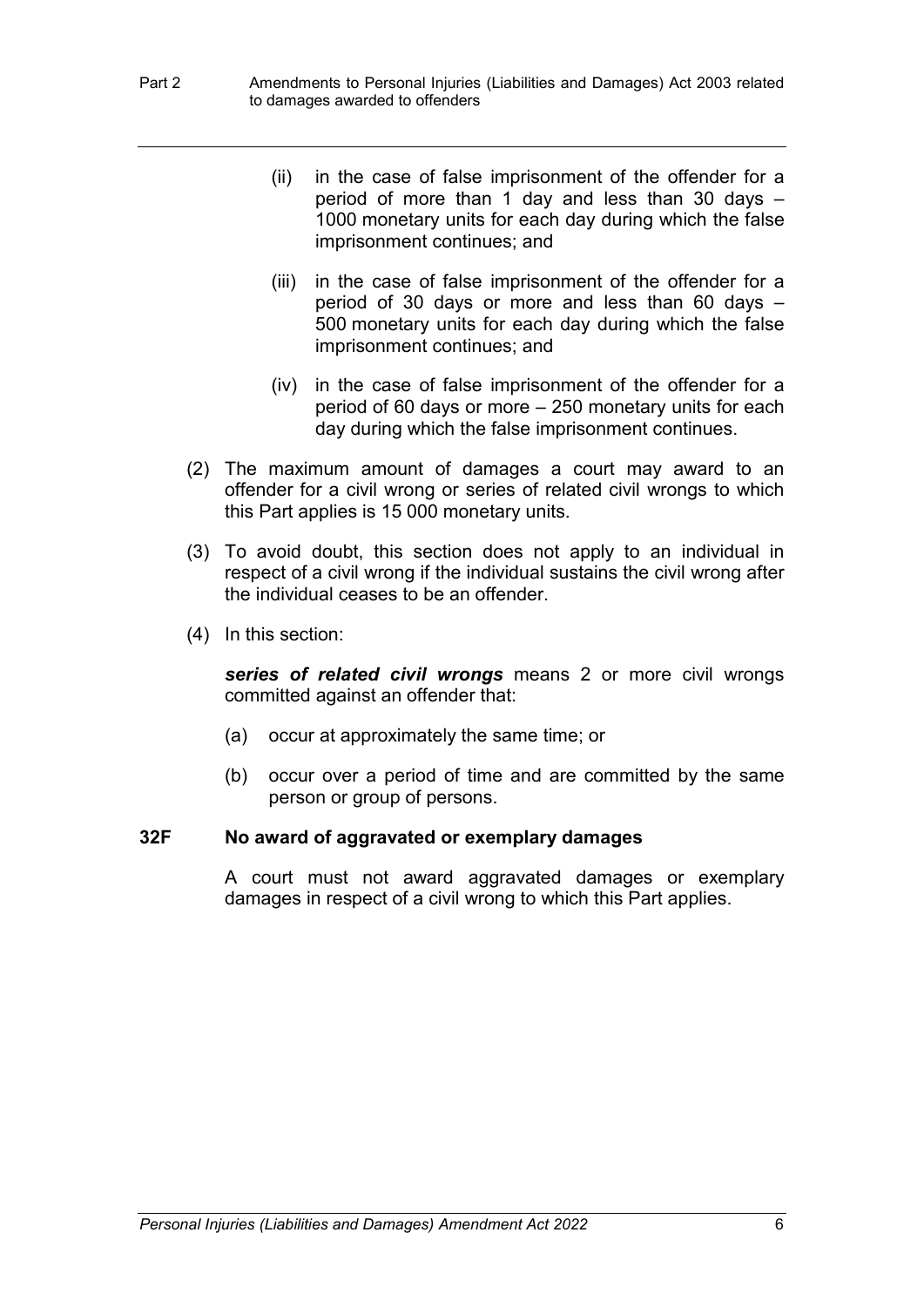(ii) in the case of false imprisonment of the offender for a period of more than 1 day and less than 30 days – 1000 monetary units for each day during which the false imprisonment continues; and

(iii) in the case of false imprisonment of the offender for a period of 30 days or more and less than 60 days – 500 monetary units for each day during which the false imprisonment continues; and

(iv) in the case of false imprisonment of the offender for a period of 60 days or more – 250 monetary units for each day during which the false imprisonment continues.

(2) The maximum amount of damages a court may award to an offender for a civil wrong or series of related civil wrongs to which this Part applies is 15 000 monetary units.

(3) To avoid doubt, this section does not apply to an individual in respect of a civil wrong if the individual sustains the civil wrong after the individual ceases to be an offender.

(4) In this section:

***series of related civil wrongs*** means 2 or more civil wrongs committed against an offender that:

(a) occur at approximately the same time; or

(b) occur over a period of time and are committed by the same person or group of persons.

### 32F No award of aggravated or exemplary damages

A court must not award aggravated damages or exemplary damages in respect of a civil wrong to which this Part applies.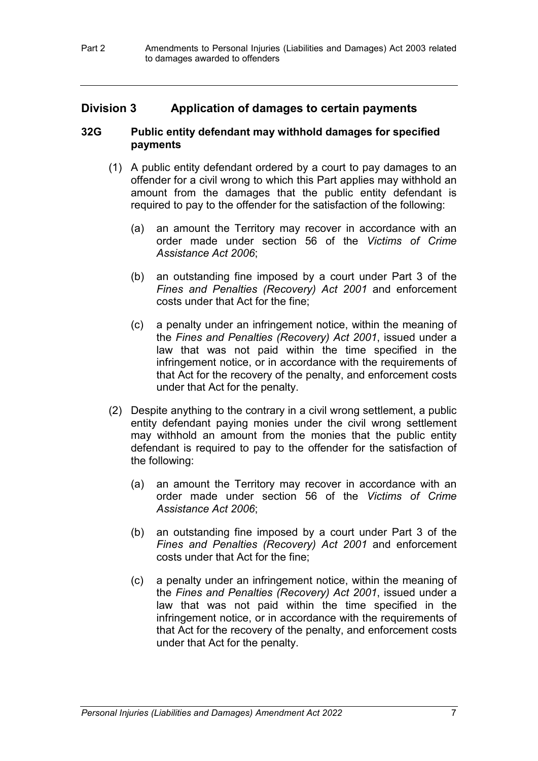## Division 3 Application of damages to certain payments

### 32G Public entity defendant may withhold damages for specified payments

(1) A public entity defendant ordered by a court to pay damages to an offender for a civil wrong to which this Part applies may withhold an amount from the damages that the public entity defendant is required to pay to the offender for the satisfaction of the following:

(a) an amount the Territory may recover in accordance with an order made under section 56 of the *Victims of Crime Assistance Act 2006*;

(b) an outstanding fine imposed by a court under Part 3 of the *Fines and Penalties (Recovery) Act 2001* and enforcement costs under that Act for the fine;

(c) a penalty under an infringement notice, within the meaning of the *Fines and Penalties (Recovery) Act 2001*, issued under a law that was not paid within the time specified in the infringement notice, or in accordance with the requirements of that Act for the recovery of the penalty, and enforcement costs under that Act for the penalty.

(2) Despite anything to the contrary in a civil wrong settlement, a public entity defendant paying monies under the civil wrong settlement may withhold an amount from the monies that the public entity defendant is required to pay to the offender for the satisfaction of the following:

(a) an amount the Territory may recover in accordance with an order made under section 56 of the *Victims of Crime Assistance Act 2006*;

(b) an outstanding fine imposed by a court under Part 3 of the *Fines and Penalties (Recovery) Act 2001* and enforcement costs under that Act for the fine;

(c) a penalty under an infringement notice, within the meaning of the *Fines and Penalties (Recovery) Act 2001*, issued under a law that was not paid within the time specified in the infringement notice, or in accordance with the requirements of that Act for the recovery of the penalty, and enforcement costs under that Act for the penalty.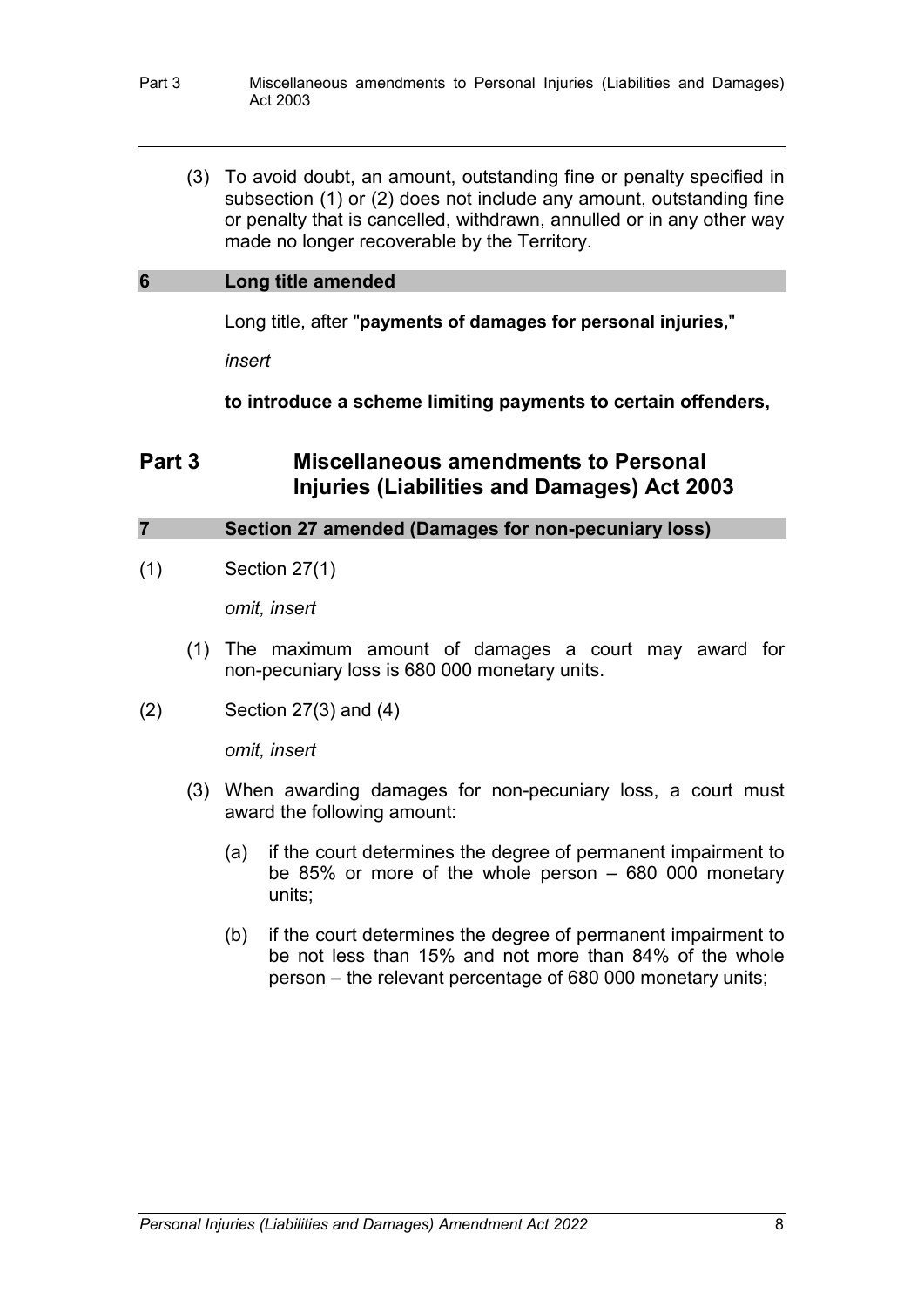(3) To avoid doubt, an amount, outstanding fine or penalty specified in subsection (1) or (2) does not include any amount, outstanding fine or penalty that is cancelled, withdrawn, annulled or in any other way made no longer recoverable by the Territory.

### 6 Long title amended

Long title, after "**payments of damages for personal injuries,**"

*insert*

**to introduce a scheme limiting payments to certain offenders,**

## Part 3 Miscellaneous amendments to Personal Injuries (Liabilities and Damages) Act 2003

### 7 Section 27 amended (Damages for non-pecuniary loss)

(1) Section 27(1)

*omit, insert*

(1) The maximum amount of damages a court may award for non-pecuniary loss is 680 000 monetary units.

(2) Section 27(3) and (4)

*omit, insert*

(3) When awarding damages for non-pecuniary loss, a court must award the following amount:

(a) if the court determines the degree of permanent impairment to be 85% or more of the whole person – 680 000 monetary units;

(b) if the court determines the degree of permanent impairment to be not less than 15% and not more than 84% of the whole person – the relevant percentage of 680 000 monetary units;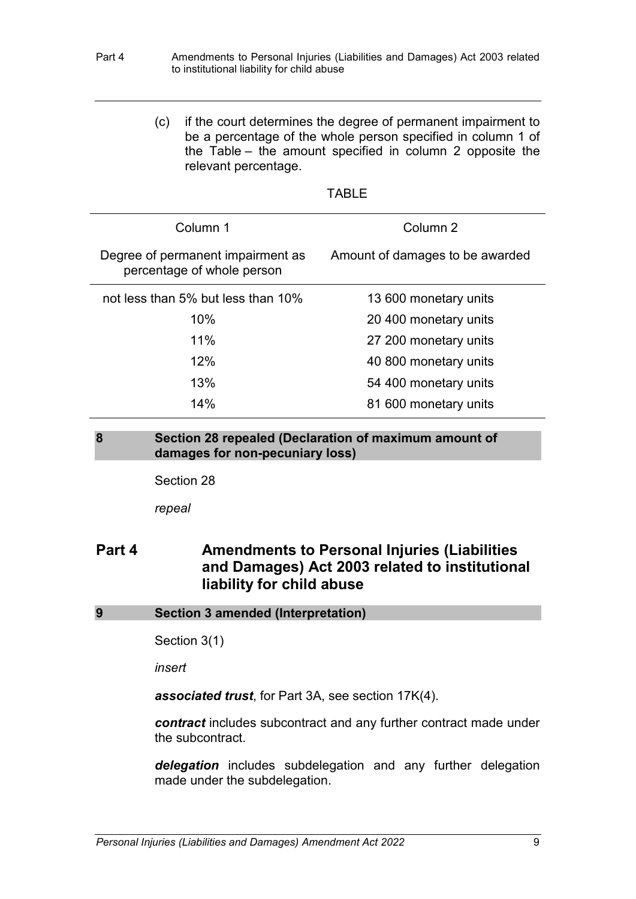(c) if the court determines the degree of permanent impairment to be a percentage of the whole person specified in column 1 of the Table – the amount specified in column 2 opposite the relevant percentage.

TABLE

| Column 1<br>Degree of permanent impairment as percentage of whole person | Column 2<br>Amount of damages to be awarded |
|---|---|
| not less than 5% but less than 10% | 13 600 monetary units |
| 10% | 20 400 monetary units |
| 11% | 27 200 monetary units |
| 12% | 40 800 monetary units |
| 13% | 54 400 monetary units |
| 14% | 81 600 monetary units |

### 8 Section 28 repealed (Declaration of maximum amount of damages for non-pecuniary loss)

Section 28

*repeal*

## Part 4 Amendments to Personal Injuries (Liabilities and Damages) Act 2003 related to institutional liability for child abuse

### 9 Section 3 amended (Interpretation)

Section 3(1)

*insert*

***associated trust***, for Part 3A, see section 17K(4).

***contract*** includes subcontract and any further contract made under the subcontract.

***delegation*** includes subdelegation and any further delegation made under the subdelegation.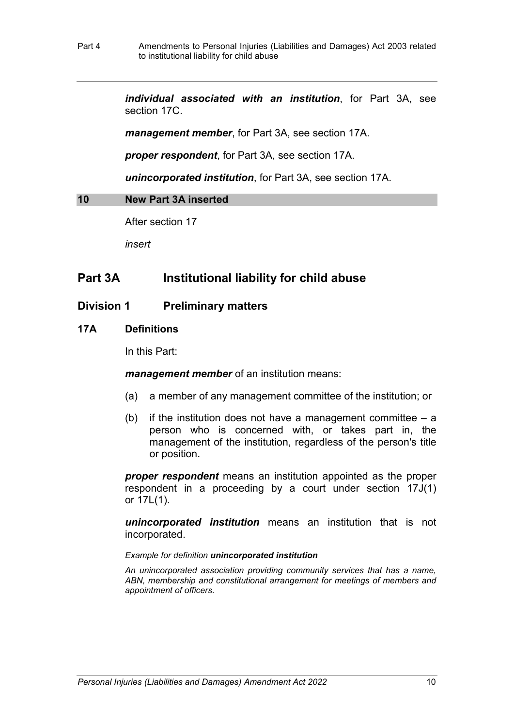***individual associated with an institution***, for Part 3A, see section 17C.

***management member***, for Part 3A, see section 17A.

***proper respondent***, for Part 3A, see section 17A.

***unincorporated institution***, for Part 3A, see section 17A.

## 10 New Part 3A inserted

After section 17

*insert*

# Part 3A Institutional liability for child abuse

## Division 1 Preliminary matters

### 17A Definitions

In this Part:

***management member*** of an institution means:

(a) a member of any management committee of the institution; or

(b) if the institution does not have a management committee – a person who is concerned with, or takes part in, the management of the institution, regardless of the person's title or position.

***proper respondent*** means an institution appointed as the proper respondent in a proceeding by a court under section 17J(1) or 17L(1).

***unincorporated institution*** means an institution that is not incorporated.

*Example for definition **unincorporated institution***

*An unincorporated association providing community services that has a name, ABN, membership and constitutional arrangement for meetings of members and appointment of officers.*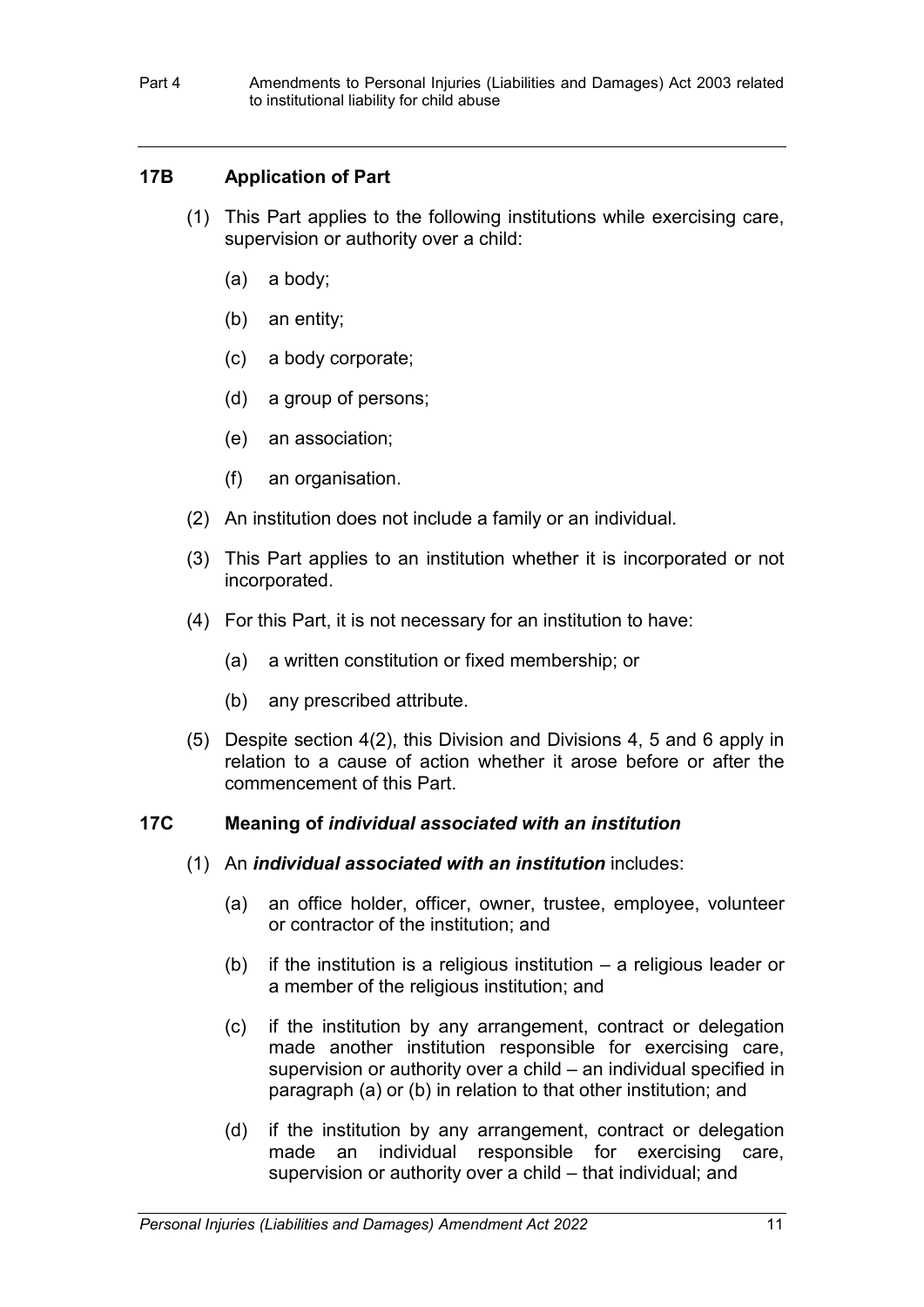### 17B Application of Part

(1) This Part applies to the following institutions while exercising care, supervision or authority over a child:

(a) a body;

(b) an entity;

(c) a body corporate;

(d) a group of persons;

(e) an association;

(f) an organisation.

(2) An institution does not include a family or an individual.

(3) This Part applies to an institution whether it is incorporated or not incorporated.

(4) For this Part, it is not necessary for an institution to have:

(a) a written constitution or fixed membership; or

(b) any prescribed attribute.

(5) Despite section 4(2), this Division and Divisions 4, 5 and 6 apply in relation to a cause of action whether it arose before or after the commencement of this Part.

### 17C Meaning of *individual associated with an institution*

(1) An ***individual associated with an institution*** includes:

(a) an office holder, officer, owner, trustee, employee, volunteer or contractor of the institution; and

(b) if the institution is a religious institution – a religious leader or a member of the religious institution; and

(c) if the institution by any arrangement, contract or delegation made another institution responsible for exercising care, supervision or authority over a child – an individual specified in paragraph (a) or (b) in relation to that other institution; and

(d) if the institution by any arrangement, contract or delegation made an individual responsible for exercising care, supervision or authority over a child – that individual; and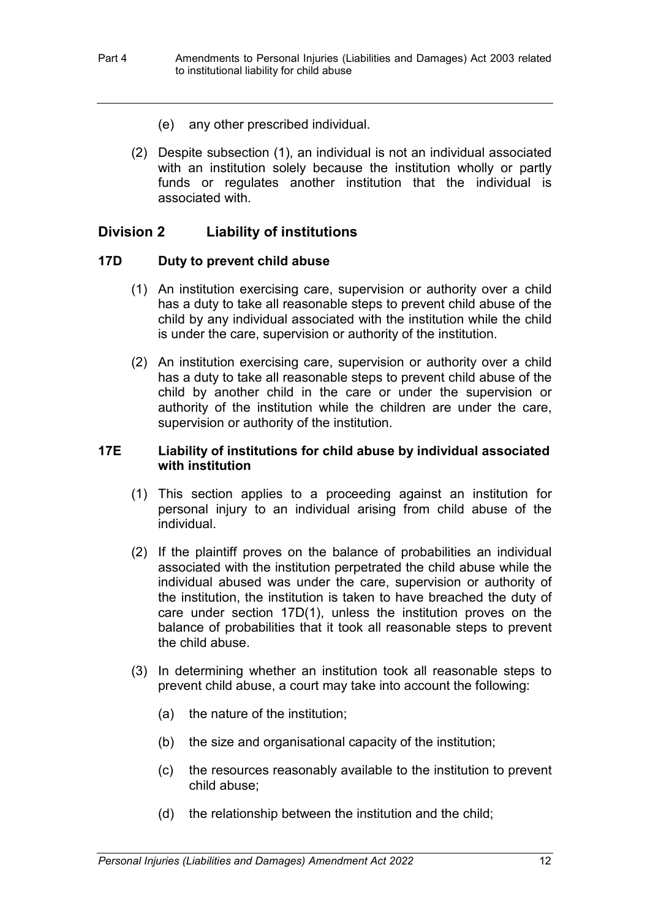(e) any other prescribed individual.

(2) Despite subsection (1), an individual is not an individual associated with an institution solely because the institution wholly or partly funds or regulates another institution that the individual is associated with.

## Division 2 Liability of institutions

### 17D Duty to prevent child abuse

(1) An institution exercising care, supervision or authority over a child has a duty to take all reasonable steps to prevent child abuse of the child by any individual associated with the institution while the child is under the care, supervision or authority of the institution.

(2) An institution exercising care, supervision or authority over a child has a duty to take all reasonable steps to prevent child abuse of the child by another child in the care or under the supervision or authority of the institution while the children are under the care, supervision or authority of the institution.

### 17E Liability of institutions for child abuse by individual associated with institution

(1) This section applies to a proceeding against an institution for personal injury to an individual arising from child abuse of the individual.

(2) If the plaintiff proves on the balance of probabilities an individual associated with the institution perpetrated the child abuse while the individual abused was under the care, supervision or authority of the institution, the institution is taken to have breached the duty of care under section 17D(1), unless the institution proves on the balance of probabilities that it took all reasonable steps to prevent the child abuse.

(3) In determining whether an institution took all reasonable steps to prevent child abuse, a court may take into account the following:

(a) the nature of the institution;

(b) the size and organisational capacity of the institution;

(c) the resources reasonably available to the institution to prevent child abuse;

(d) the relationship between the institution and the child;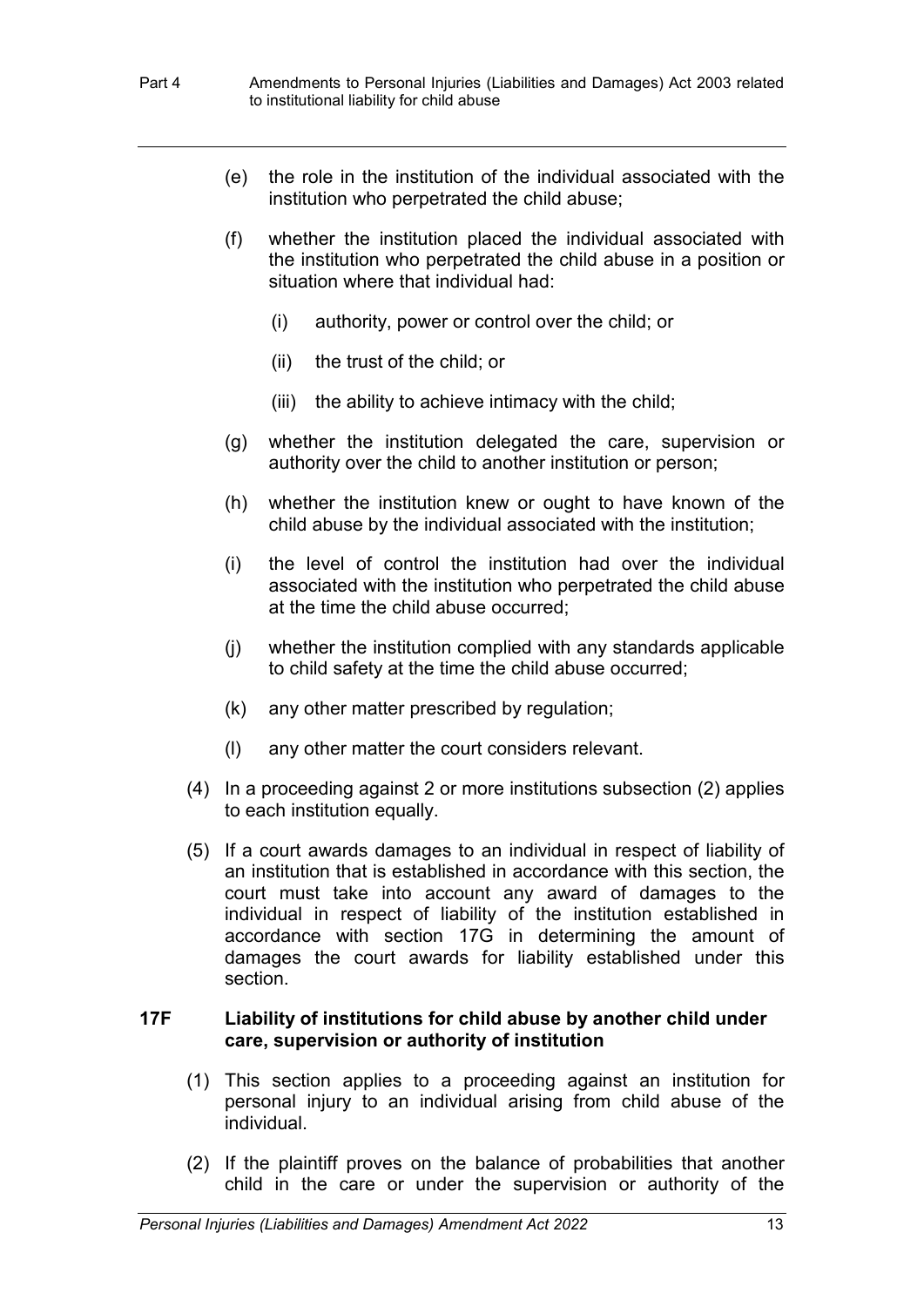(e) the role in the institution of the individual associated with the institution who perpetrated the child abuse;

(f) whether the institution placed the individual associated with the institution who perpetrated the child abuse in a position or situation where that individual had:

(i) authority, power or control over the child; or

(ii) the trust of the child; or

(iii) the ability to achieve intimacy with the child;

(g) whether the institution delegated the care, supervision or authority over the child to another institution or person;

(h) whether the institution knew or ought to have known of the child abuse by the individual associated with the institution;

(i) the level of control the institution had over the individual associated with the institution who perpetrated the child abuse at the time the child abuse occurred;

(j) whether the institution complied with any standards applicable to child safety at the time the child abuse occurred;

(k) any other matter prescribed by regulation;

(l) any other matter the court considers relevant.

(4) In a proceeding against 2 or more institutions subsection (2) applies to each institution equally.

(5) If a court awards damages to an individual in respect of liability of an institution that is established in accordance with this section, the court must take into account any award of damages to the individual in respect of liability of the institution established in accordance with section 17G in determining the amount of damages the court awards for liability established under this section.

### 17F Liability of institutions for child abuse by another child under care, supervision or authority of institution

(1) This section applies to a proceeding against an institution for personal injury to an individual arising from child abuse of the individual.

(2) If the plaintiff proves on the balance of probabilities that another child in the care or under the supervision or authority of the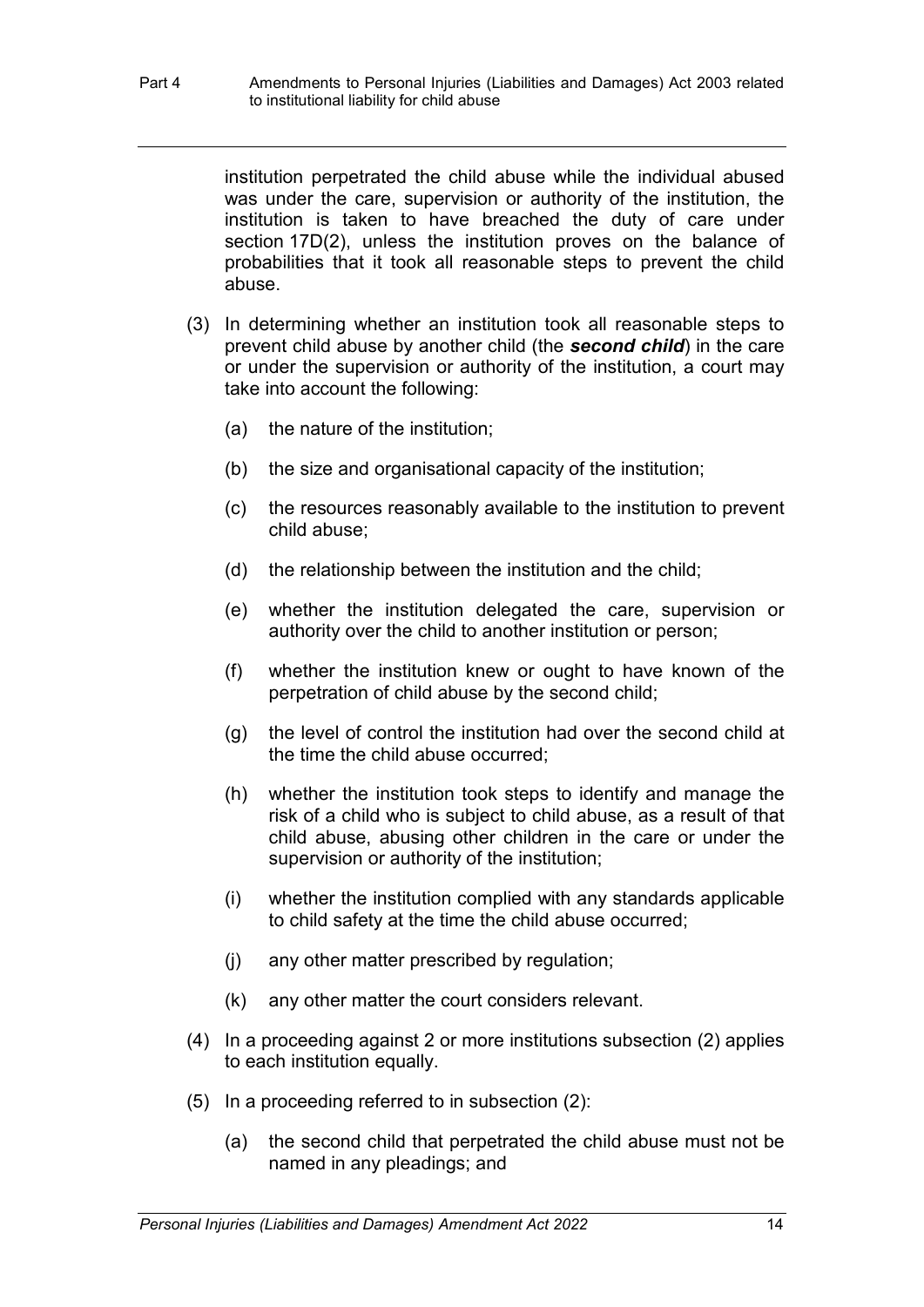institution perpetrated the child abuse while the individual abused was under the care, supervision or authority of the institution, the institution is taken to have breached the duty of care under section 17D(2), unless the institution proves on the balance of probabilities that it took all reasonable steps to prevent the child abuse.

(3) In determining whether an institution took all reasonable steps to prevent child abuse by another child (the ***second child***) in the care or under the supervision or authority of the institution, a court may take into account the following:

(a) the nature of the institution;

(b) the size and organisational capacity of the institution;

(c) the resources reasonably available to the institution to prevent child abuse;

(d) the relationship between the institution and the child;

(e) whether the institution delegated the care, supervision or authority over the child to another institution or person;

(f) whether the institution knew or ought to have known of the perpetration of child abuse by the second child;

(g) the level of control the institution had over the second child at the time the child abuse occurred;

(h) whether the institution took steps to identify and manage the risk of a child who is subject to child abuse, as a result of that child abuse, abusing other children in the care or under the supervision or authority of the institution;

(i) whether the institution complied with any standards applicable to child safety at the time the child abuse occurred;

(j) any other matter prescribed by regulation;

(k) any other matter the court considers relevant.

(4) In a proceeding against 2 or more institutions subsection (2) applies to each institution equally.

(5) In a proceeding referred to in subsection (2):

(a) the second child that perpetrated the child abuse must not be named in any pleadings; and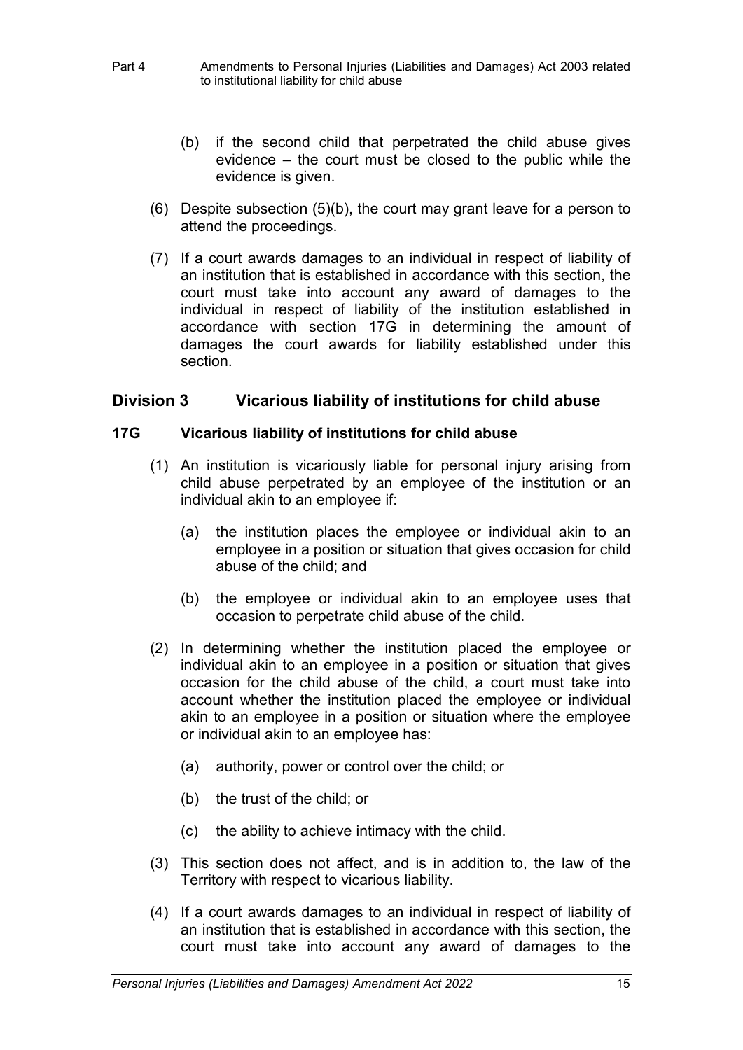(b) if the second child that perpetrated the child abuse gives evidence – the court must be closed to the public while the evidence is given.

(6) Despite subsection (5)(b), the court may grant leave for a person to attend the proceedings.

(7) If a court awards damages to an individual in respect of liability of an institution that is established in accordance with this section, the court must take into account any award of damages to the individual in respect of liability of the institution established in accordance with section 17G in determining the amount of damages the court awards for liability established under this section.

## Division 3 Vicarious liability of institutions for child abuse

### 17G Vicarious liability of institutions for child abuse

(1) An institution is vicariously liable for personal injury arising from child abuse perpetrated by an employee of the institution or an individual akin to an employee if:

(a) the institution places the employee or individual akin to an employee in a position or situation that gives occasion for child abuse of the child; and

(b) the employee or individual akin to an employee uses that occasion to perpetrate child abuse of the child.

(2) In determining whether the institution placed the employee or individual akin to an employee in a position or situation that gives occasion for the child abuse of the child, a court must take into account whether the institution placed the employee or individual akin to an employee in a position or situation where the employee or individual akin to an employee has:

(a) authority, power or control over the child; or

(b) the trust of the child; or

(c) the ability to achieve intimacy with the child.

(3) This section does not affect, and is in addition to, the law of the Territory with respect to vicarious liability.

(4) If a court awards damages to an individual in respect of liability of an institution that is established in accordance with this section, the court must take into account any award of damages to the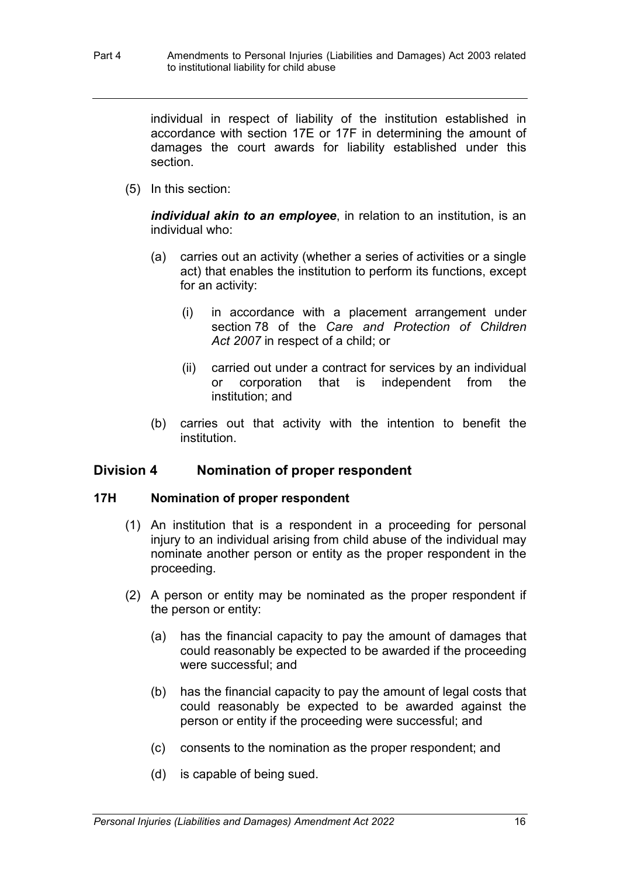individual in respect of liability of the institution established in accordance with section 17E or 17F in determining the amount of damages the court awards for liability established under this section.

(5) In this section:

***individual akin to an employee***, in relation to an institution, is an individual who:

(a) carries out an activity (whether a series of activities or a single act) that enables the institution to perform its functions, except for an activity:

(i) in accordance with a placement arrangement under section 78 of the *Care and Protection of Children Act 2007* in respect of a child; or

(ii) carried out under a contract for services by an individual or corporation that is independent from the institution; and

(b) carries out that activity with the intention to benefit the institution.

## Division 4 Nomination of proper respondent

### 17H Nomination of proper respondent

(1) An institution that is a respondent in a proceeding for personal injury to an individual arising from child abuse of the individual may nominate another person or entity as the proper respondent in the proceeding.

(2) A person or entity may be nominated as the proper respondent if the person or entity:

(a) has the financial capacity to pay the amount of damages that could reasonably be expected to be awarded if the proceeding were successful; and

(b) has the financial capacity to pay the amount of legal costs that could reasonably be expected to be awarded against the person or entity if the proceeding were successful; and

(c) consents to the nomination as the proper respondent; and

(d) is capable of being sued.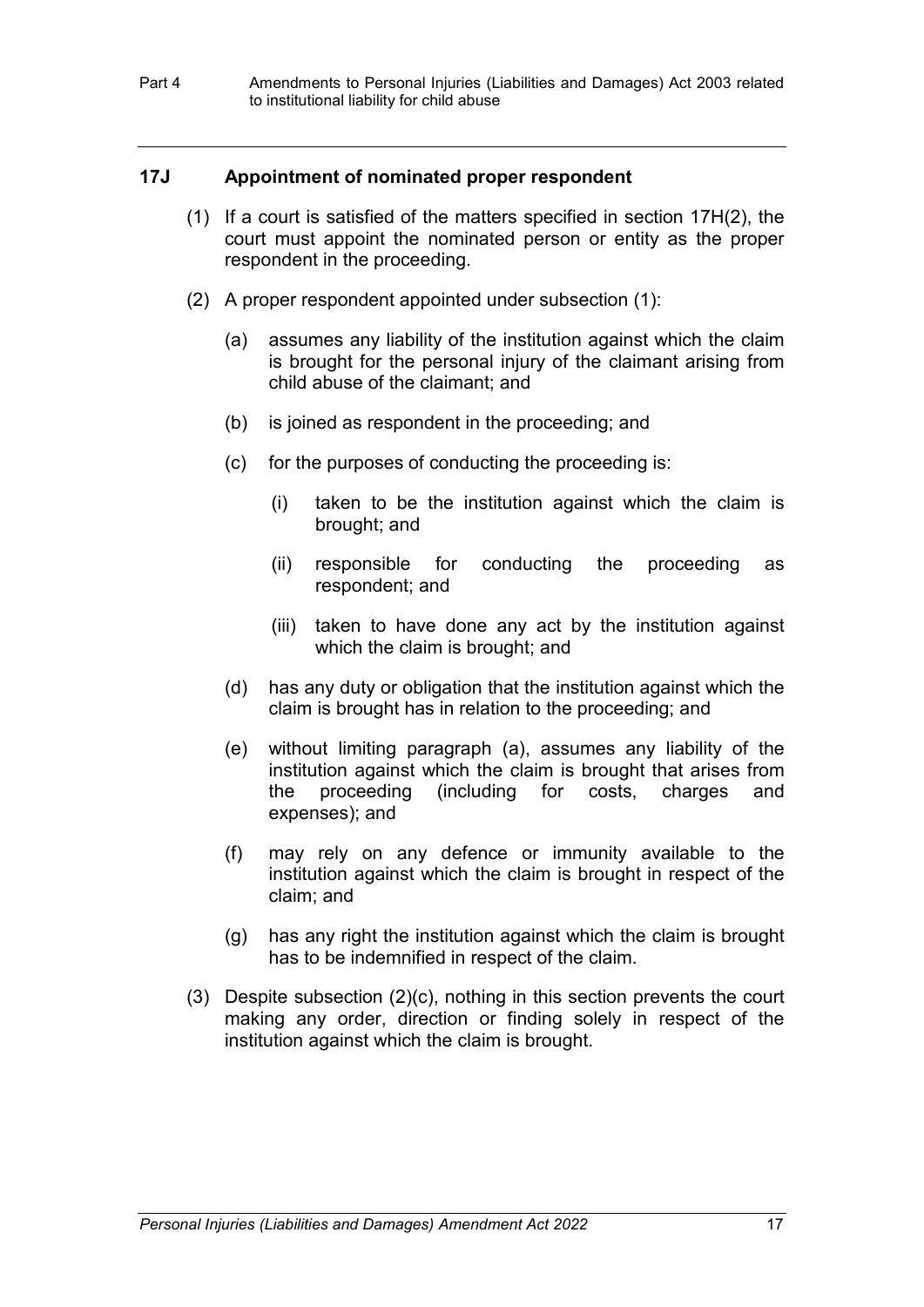### 17J Appointment of nominated proper respondent

(1) If a court is satisfied of the matters specified in section 17H(2), the court must appoint the nominated person or entity as the proper respondent in the proceeding.

(2) A proper respondent appointed under subsection (1):

(a) assumes any liability of the institution against which the claim is brought for the personal injury of the claimant arising from child abuse of the claimant; and

(b) is joined as respondent in the proceeding; and

(c) for the purposes of conducting the proceeding is:

(i) taken to be the institution against which the claim is brought; and

(ii) responsible for conducting the proceeding as respondent; and

(iii) taken to have done any act by the institution against which the claim is brought; and

(d) has any duty or obligation that the institution against which the claim is brought has in relation to the proceeding; and

(e) without limiting paragraph (a), assumes any liability of the institution against which the claim is brought that arises from the proceeding (including for costs, charges and expenses); and

(f) may rely on any defence or immunity available to the institution against which the claim is brought in respect of the claim; and

(g) has any right the institution against which the claim is brought has to be indemnified in respect of the claim.

(3) Despite subsection (2)(c), nothing in this section prevents the court making any order, direction or finding solely in respect of the institution against which the claim is brought.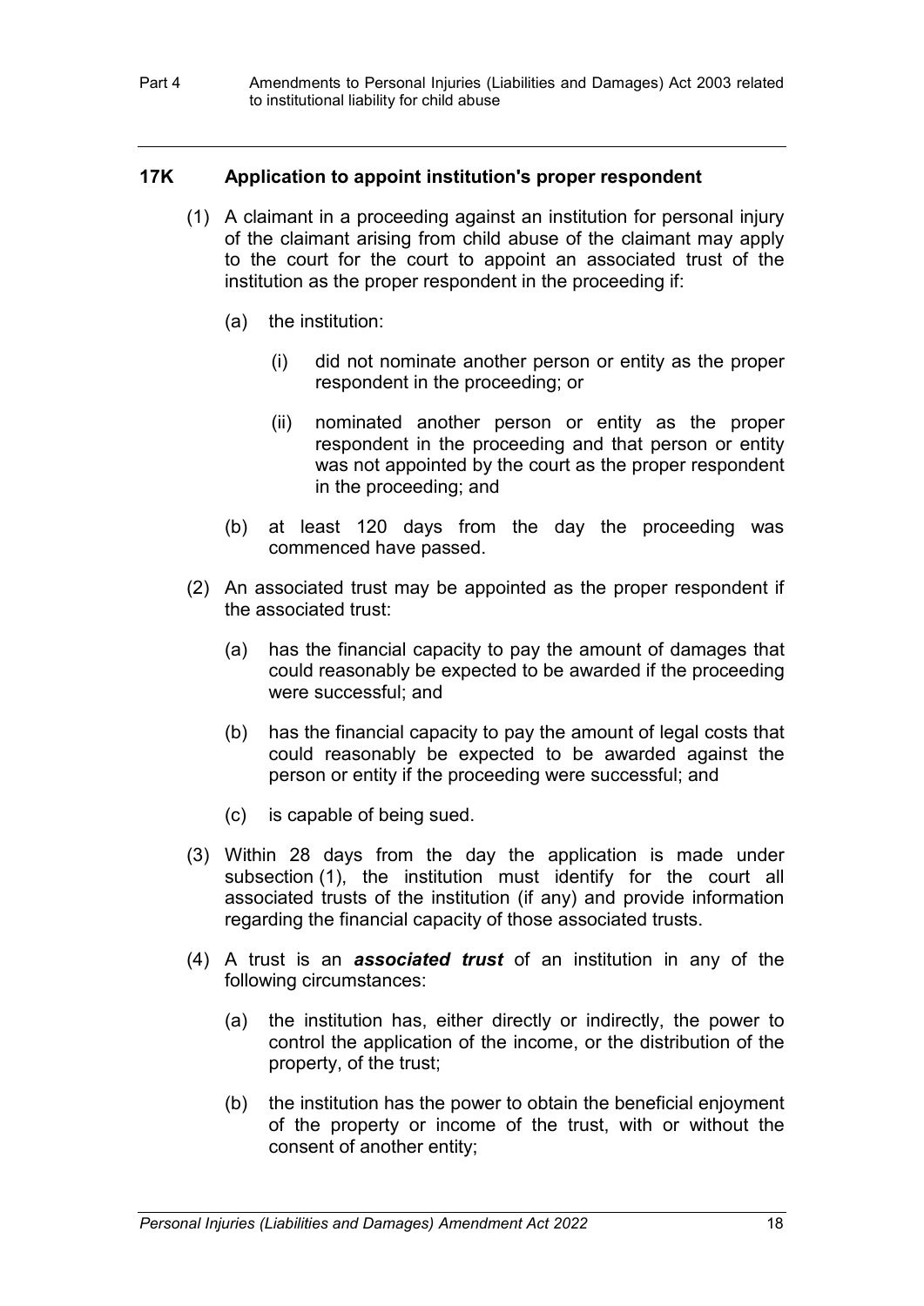### 17K Application to appoint institution's proper respondent

(1) A claimant in a proceeding against an institution for personal injury of the claimant arising from child abuse of the claimant may apply to the court for the court to appoint an associated trust of the institution as the proper respondent in the proceeding if:

(a) the institution:

(i) did not nominate another person or entity as the proper respondent in the proceeding; or

(ii) nominated another person or entity as the proper respondent in the proceeding and that person or entity was not appointed by the court as the proper respondent in the proceeding; and

(b) at least 120 days from the day the proceeding was commenced have passed.

(2) An associated trust may be appointed as the proper respondent if the associated trust:

(a) has the financial capacity to pay the amount of damages that could reasonably be expected to be awarded if the proceeding were successful; and

(b) has the financial capacity to pay the amount of legal costs that could reasonably be expected to be awarded against the person or entity if the proceeding were successful; and

(c) is capable of being sued.

(3) Within 28 days from the day the application is made under subsection (1), the institution must identify for the court all associated trusts of the institution (if any) and provide information regarding the financial capacity of those associated trusts.

(4) A trust is an ***associated trust*** of an institution in any of the following circumstances:

(a) the institution has, either directly or indirectly, the power to control the application of the income, or the distribution of the property, of the trust;

(b) the institution has the power to obtain the beneficial enjoyment of the property or income of the trust, with or without the consent of another entity;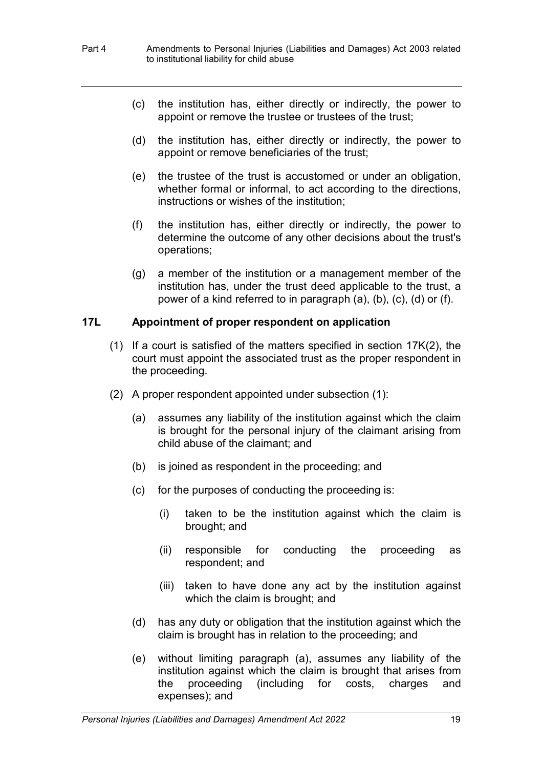(c) the institution has, either directly or indirectly, the power to appoint or remove the trustee or trustees of the trust;

(d) the institution has, either directly or indirectly, the power to appoint or remove beneficiaries of the trust;

(e) the trustee of the trust is accustomed or under an obligation, whether formal or informal, to act according to the directions, instructions or wishes of the institution;

(f) the institution has, either directly or indirectly, the power to determine the outcome of any other decisions about the trust's operations;

(g) a member of the institution or a management member of the institution has, under the trust deed applicable to the trust, a power of a kind referred to in paragraph (a), (b), (c), (d) or (f).

### 17L Appointment of proper respondent on application

(1) If a court is satisfied of the matters specified in section 17K(2), the court must appoint the associated trust as the proper respondent in the proceeding.

(2) A proper respondent appointed under subsection (1):

(a) assumes any liability of the institution against which the claim is brought for the personal injury of the claimant arising from child abuse of the claimant; and

(b) is joined as respondent in the proceeding; and

(c) for the purposes of conducting the proceeding is:

(i) taken to be the institution against which the claim is brought; and

(ii) responsible for conducting the proceeding as respondent; and

(iii) taken to have done any act by the institution against which the claim is brought; and

(d) has any duty or obligation that the institution against which the claim is brought has in relation to the proceeding; and

(e) without limiting paragraph (a), assumes any liability of the institution against which the claim is brought that arises from the proceeding (including for costs, charges and expenses); and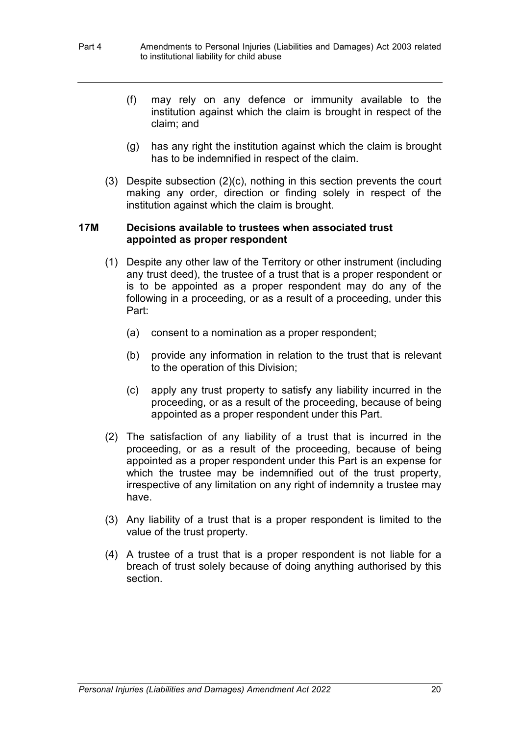(f) may rely on any defence or immunity available to the institution against which the claim is brought in respect of the claim; and

(g) has any right the institution against which the claim is brought has to be indemnified in respect of the claim.

(3) Despite subsection (2)(c), nothing in this section prevents the court making any order, direction or finding solely in respect of the institution against which the claim is brought.

### 17M Decisions available to trustees when associated trust appointed as proper respondent

(1) Despite any other law of the Territory or other instrument (including any trust deed), the trustee of a trust that is a proper respondent or is to be appointed as a proper respondent may do any of the following in a proceeding, or as a result of a proceeding, under this Part:

(a) consent to a nomination as a proper respondent;

(b) provide any information in relation to the trust that is relevant to the operation of this Division;

(c) apply any trust property to satisfy any liability incurred in the proceeding, or as a result of the proceeding, because of being appointed as a proper respondent under this Part.

(2) The satisfaction of any liability of a trust that is incurred in the proceeding, or as a result of the proceeding, because of being appointed as a proper respondent under this Part is an expense for which the trustee may be indemnified out of the trust property, irrespective of any limitation on any right of indemnity a trustee may have.

(3) Any liability of a trust that is a proper respondent is limited to the value of the trust property.

(4) A trustee of a trust that is a proper respondent is not liable for a breach of trust solely because of doing anything authorised by this section.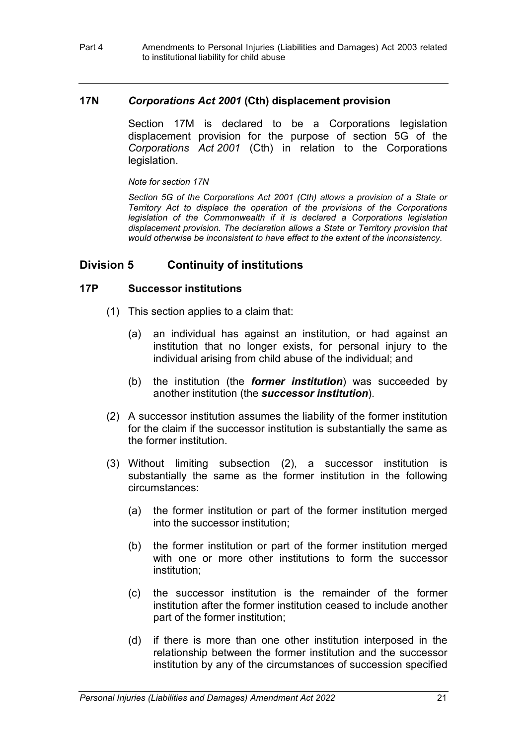### 17N *Corporations Act 2001* (Cth) displacement provision

Section 17M is declared to be a Corporations legislation displacement provision for the purpose of section 5G of the *Corporations Act 2001* (Cth) in relation to the Corporations legislation.

*Note for section 17N*

*Section 5G of the Corporations Act 2001 (Cth) allows a provision of a State or Territory Act to displace the operation of the provisions of the Corporations legislation of the Commonwealth if it is declared a Corporations legislation displacement provision. The declaration allows a State or Territory provision that would otherwise be inconsistent to have effect to the extent of the inconsistency.*

## Division 5 Continuity of institutions

### 17P Successor institutions

(1) This section applies to a claim that:

(a) an individual has against an institution, or had against an institution that no longer exists, for personal injury to the individual arising from child abuse of the individual; and

(b) the institution (the ***former institution***) was succeeded by another institution (the ***successor institution***).

(2) A successor institution assumes the liability of the former institution for the claim if the successor institution is substantially the same as the former institution.

(3) Without limiting subsection (2), a successor institution is substantially the same as the former institution in the following circumstances:

(a) the former institution or part of the former institution merged into the successor institution;

(b) the former institution or part of the former institution merged with one or more other institutions to form the successor institution;

(c) the successor institution is the remainder of the former institution after the former institution ceased to include another part of the former institution;

(d) if there is more than one other institution interposed in the relationship between the former institution and the successor institution by any of the circumstances of succession specified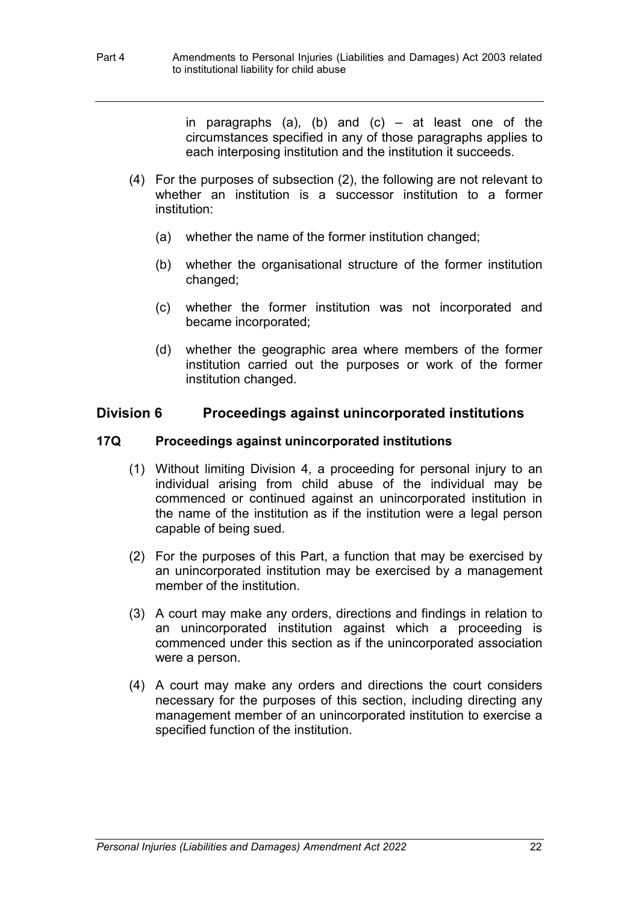in paragraphs (a), (b) and (c) – at least one of the circumstances specified in any of those paragraphs applies to each interposing institution and the institution it succeeds.

(4) For the purposes of subsection (2), the following are not relevant to whether an institution is a successor institution to a former institution:

(a) whether the name of the former institution changed;

(b) whether the organisational structure of the former institution changed;

(c) whether the former institution was not incorporated and became incorporated;

(d) whether the geographic area where members of the former institution carried out the purposes or work of the former institution changed.

## Division 6 Proceedings against unincorporated institutions

### 17Q Proceedings against unincorporated institutions

(1) Without limiting Division 4, a proceeding for personal injury to an individual arising from child abuse of the individual may be commenced or continued against an unincorporated institution in the name of the institution as if the institution were a legal person capable of being sued.

(2) For the purposes of this Part, a function that may be exercised by an unincorporated institution may be exercised by a management member of the institution.

(3) A court may make any orders, directions and findings in relation to an unincorporated institution against which a proceeding is commenced under this section as if the unincorporated association were a person.

(4) A court may make any orders and directions the court considers necessary for the purposes of this section, including directing any management member of an unincorporated institution to exercise a specified function of the institution.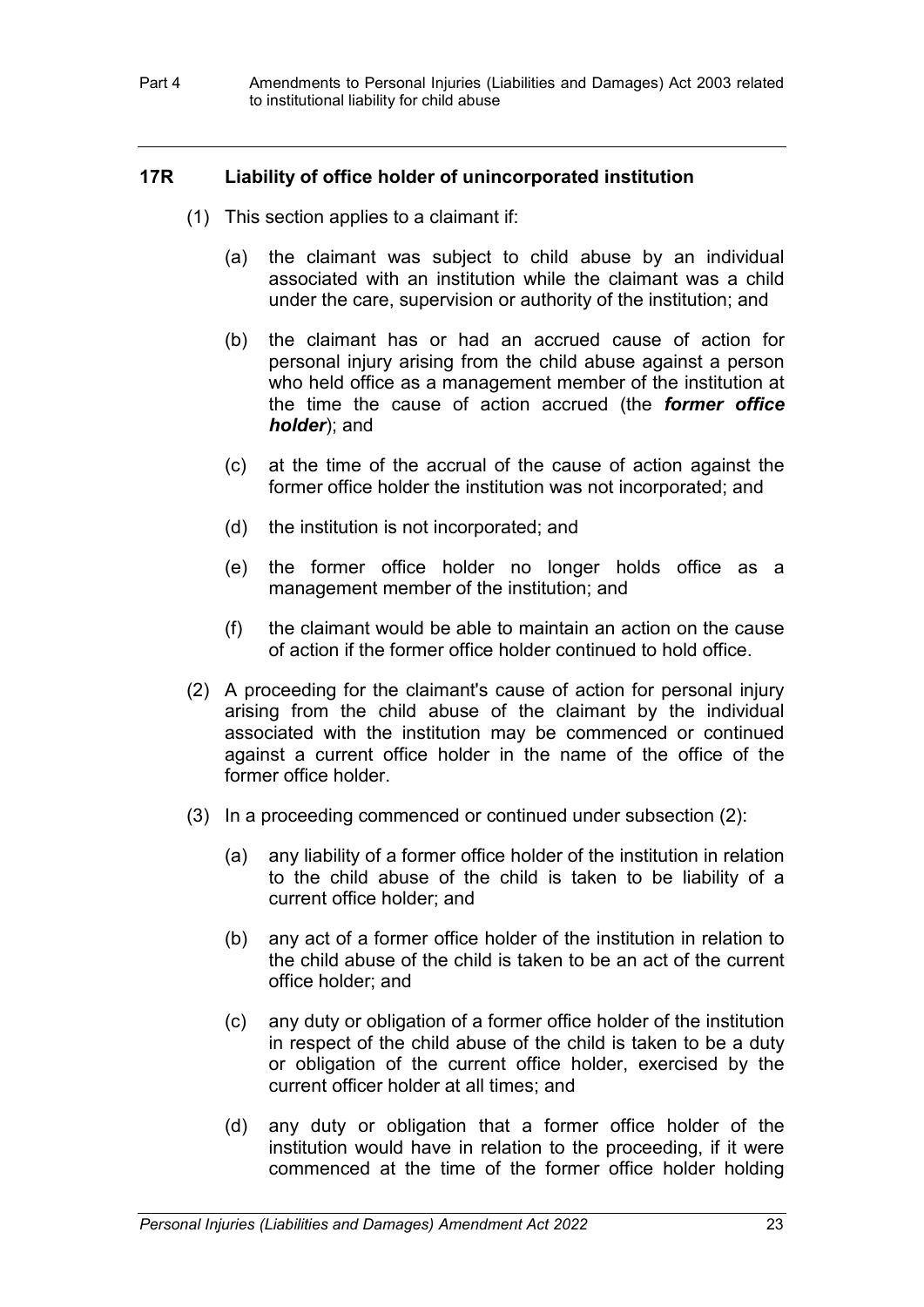### 17R Liability of office holder of unincorporated institution

(1) This section applies to a claimant if:

(a) the claimant was subject to child abuse by an individual associated with an institution while the claimant was a child under the care, supervision or authority of the institution; and

(b) the claimant has or had an accrued cause of action for personal injury arising from the child abuse against a person who held office as a management member of the institution at the time the cause of action accrued (the ***former office holder***); and

(c) at the time of the accrual of the cause of action against the former office holder the institution was not incorporated; and

(d) the institution is not incorporated; and

(e) the former office holder no longer holds office as a management member of the institution; and

(f) the claimant would be able to maintain an action on the cause of action if the former office holder continued to hold office.

(2) A proceeding for the claimant's cause of action for personal injury arising from the child abuse of the claimant by the individual associated with the institution may be commenced or continued against a current office holder in the name of the office of the former office holder.

(3) In a proceeding commenced or continued under subsection (2):

(a) any liability of a former office holder of the institution in relation to the child abuse of the child is taken to be liability of a current office holder; and

(b) any act of a former office holder of the institution in relation to the child abuse of the child is taken to be an act of the current office holder; and

(c) any duty or obligation of a former office holder of the institution in respect of the child abuse of the child is taken to be a duty or obligation of the current office holder, exercised by the current officer holder at all times; and

(d) any duty or obligation that a former office holder of the institution would have in relation to the proceeding, if it were commenced at the time of the former office holder holding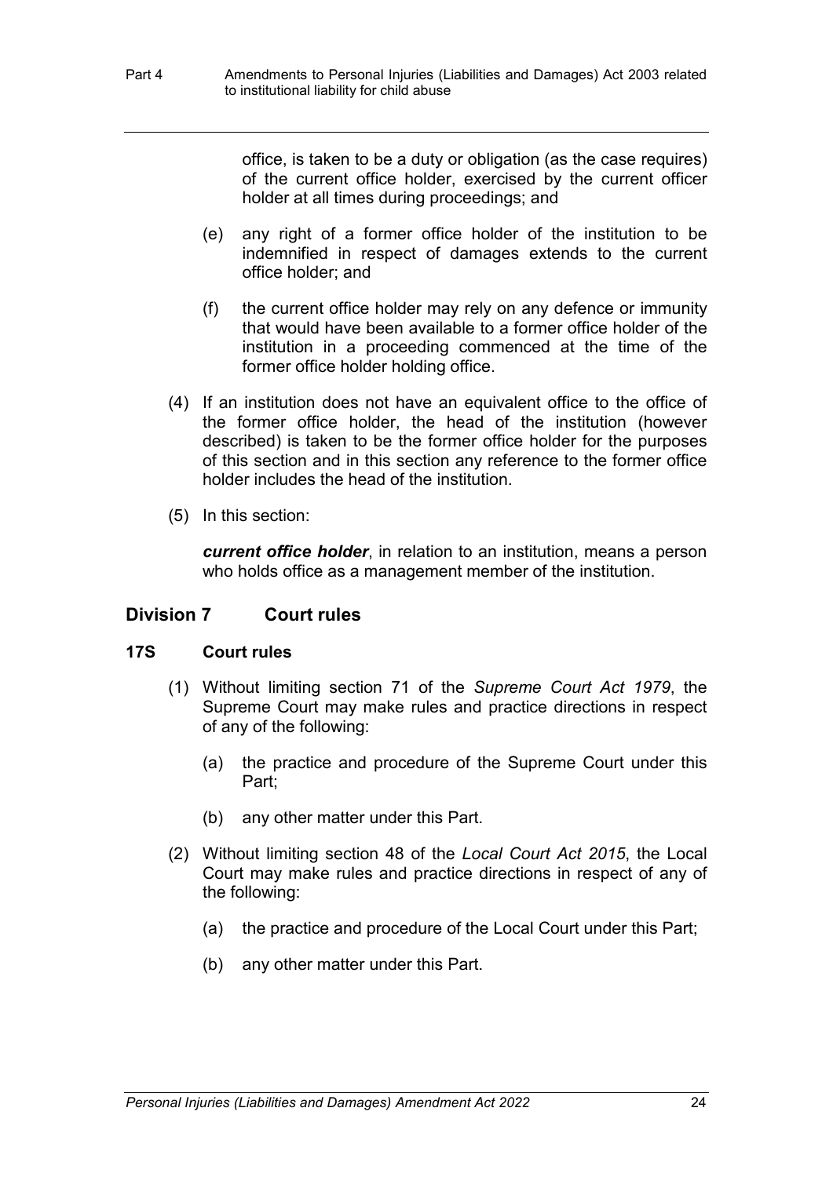office, is taken to be a duty or obligation (as the case requires) of the current office holder, exercised by the current officer holder at all times during proceedings; and

(e) any right of a former office holder of the institution to be indemnified in respect of damages extends to the current office holder; and

(f) the current office holder may rely on any defence or immunity that would have been available to a former office holder of the institution in a proceeding commenced at the time of the former office holder holding office.

(4) If an institution does not have an equivalent office to the office of the former office holder, the head of the institution (however described) is taken to be the former office holder for the purposes of this section and in this section any reference to the former office holder includes the head of the institution.

(5) In this section:

***current office holder***, in relation to an institution, means a person who holds office as a management member of the institution.

## Division 7 Court rules

### 17S Court rules

(1) Without limiting section 71 of the *Supreme Court Act 1979*, the Supreme Court may make rules and practice directions in respect of any of the following:

(a) the practice and procedure of the Supreme Court under this Part;

(b) any other matter under this Part.

(2) Without limiting section 48 of the *Local Court Act 2015*, the Local Court may make rules and practice directions in respect of any of the following:

(a) the practice and procedure of the Local Court under this Part;

(b) any other matter under this Part.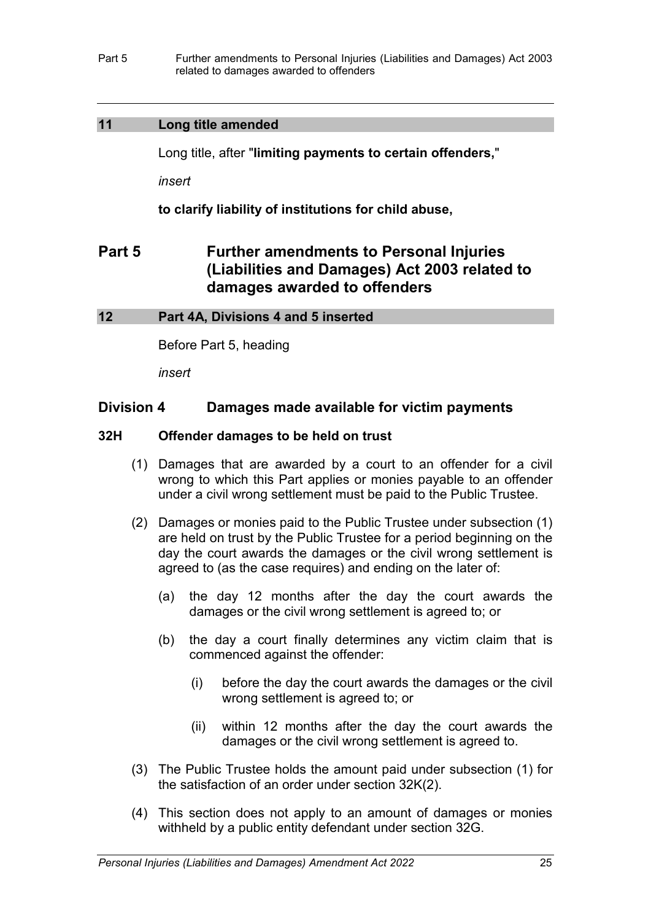### 11 Long title amended

Long title, after "**limiting payments to certain offenders,**"

*insert*

**to clarify liability of institutions for child abuse,**

# Part 5 Further amendments to Personal Injuries (Liabilities and Damages) Act 2003 related to damages awarded to offenders

### 12 Part 4A, Divisions 4 and 5 inserted

Before Part 5, heading

*insert*

## Division 4 Damages made available for victim payments

### 32H Offender damages to be held on trust

(1) Damages that are awarded by a court to an offender for a civil wrong to which this Part applies or monies payable to an offender under a civil wrong settlement must be paid to the Public Trustee.

(2) Damages or monies paid to the Public Trustee under subsection (1) are held on trust by the Public Trustee for a period beginning on the day the court awards the damages or the civil wrong settlement is agreed to (as the case requires) and ending on the later of:

- (a) the day 12 months after the day the court awards the damages or the civil wrong settlement is agreed to; or
- (b) the day a court finally determines any victim claim that is commenced against the offender:
  - (i) before the day the court awards the damages or the civil wrong settlement is agreed to; or
  - (ii) within 12 months after the day the court awards the damages or the civil wrong settlement is agreed to.

(3) The Public Trustee holds the amount paid under subsection (1) for the satisfaction of an order under section 32K(2).

(4) This section does not apply to an amount of damages or monies withheld by a public entity defendant under section 32G.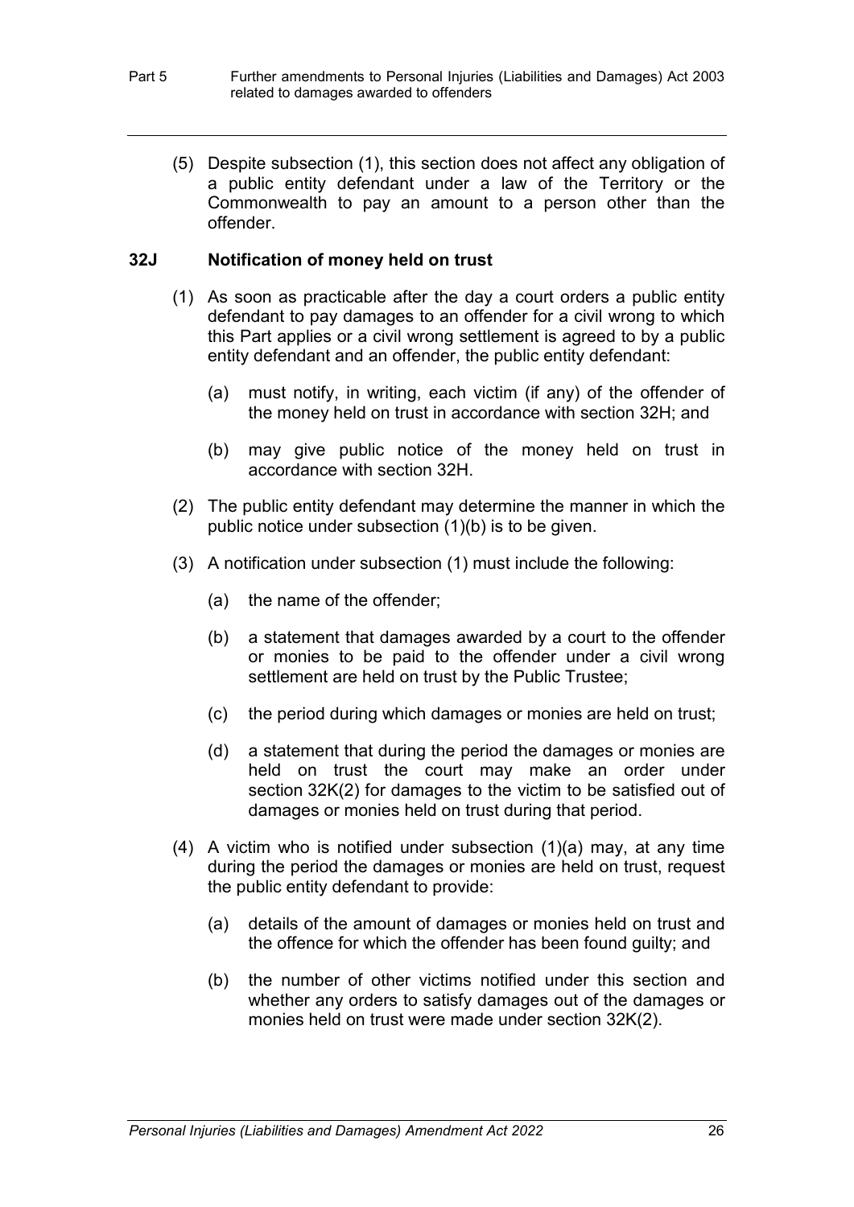(5) Despite subsection (1), this section does not affect any obligation of a public entity defendant under a law of the Territory or the Commonwealth to pay an amount to a person other than the offender.

### 32J Notification of money held on trust

(1) As soon as practicable after the day a court orders a public entity defendant to pay damages to an offender for a civil wrong to which this Part applies or a civil wrong settlement is agreed to by a public entity defendant and an offender, the public entity defendant:

(a) must notify, in writing, each victim (if any) of the offender of the money held on trust in accordance with section 32H; and

(b) may give public notice of the money held on trust in accordance with section 32H.

(2) The public entity defendant may determine the manner in which the public notice under subsection (1)(b) is to be given.

(3) A notification under subsection (1) must include the following:

(a) the name of the offender;

(b) a statement that damages awarded by a court to the offender or monies to be paid to the offender under a civil wrong settlement are held on trust by the Public Trustee;

(c) the period during which damages or monies are held on trust;

(d) a statement that during the period the damages or monies are held on trust the court may make an order under section 32K(2) for damages to the victim to be satisfied out of damages or monies held on trust during that period.

(4) A victim who is notified under subsection (1)(a) may, at any time during the period the damages or monies are held on trust, request the public entity defendant to provide:

(a) details of the amount of damages or monies held on trust and the offence for which the offender has been found guilty; and

(b) the number of other victims notified under this section and whether any orders to satisfy damages out of the damages or monies held on trust were made under section 32K(2).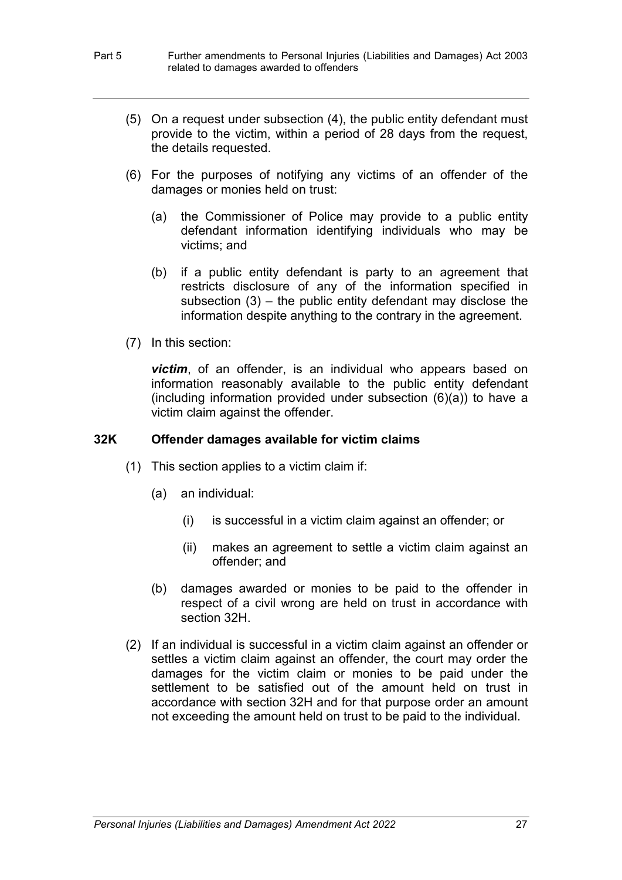(5) On a request under subsection (4), the public entity defendant must provide to the victim, within a period of 28 days from the request, the details requested.

(6) For the purposes of notifying any victims of an offender of the damages or monies held on trust:

(a) the Commissioner of Police may provide to a public entity defendant information identifying individuals who may be victims; and

(b) if a public entity defendant is party to an agreement that restricts disclosure of any of the information specified in subsection (3) – the public entity defendant may disclose the information despite anything to the contrary in the agreement.

(7) In this section:

***victim***, of an offender, is an individual who appears based on information reasonably available to the public entity defendant (including information provided under subsection (6)(a)) to have a victim claim against the offender.

### 32K Offender damages available for victim claims

(1) This section applies to a victim claim if:

(a) an individual:

(i) is successful in a victim claim against an offender; or

(ii) makes an agreement to settle a victim claim against an offender; and

(b) damages awarded or monies to be paid to the offender in respect of a civil wrong are held on trust in accordance with section 32H.

(2) If an individual is successful in a victim claim against an offender or settles a victim claim against an offender, the court may order the damages for the victim claim or monies to be paid under the settlement to be satisfied out of the amount held on trust in accordance with section 32H and for that purpose order an amount not exceeding the amount held on trust to be paid to the individual.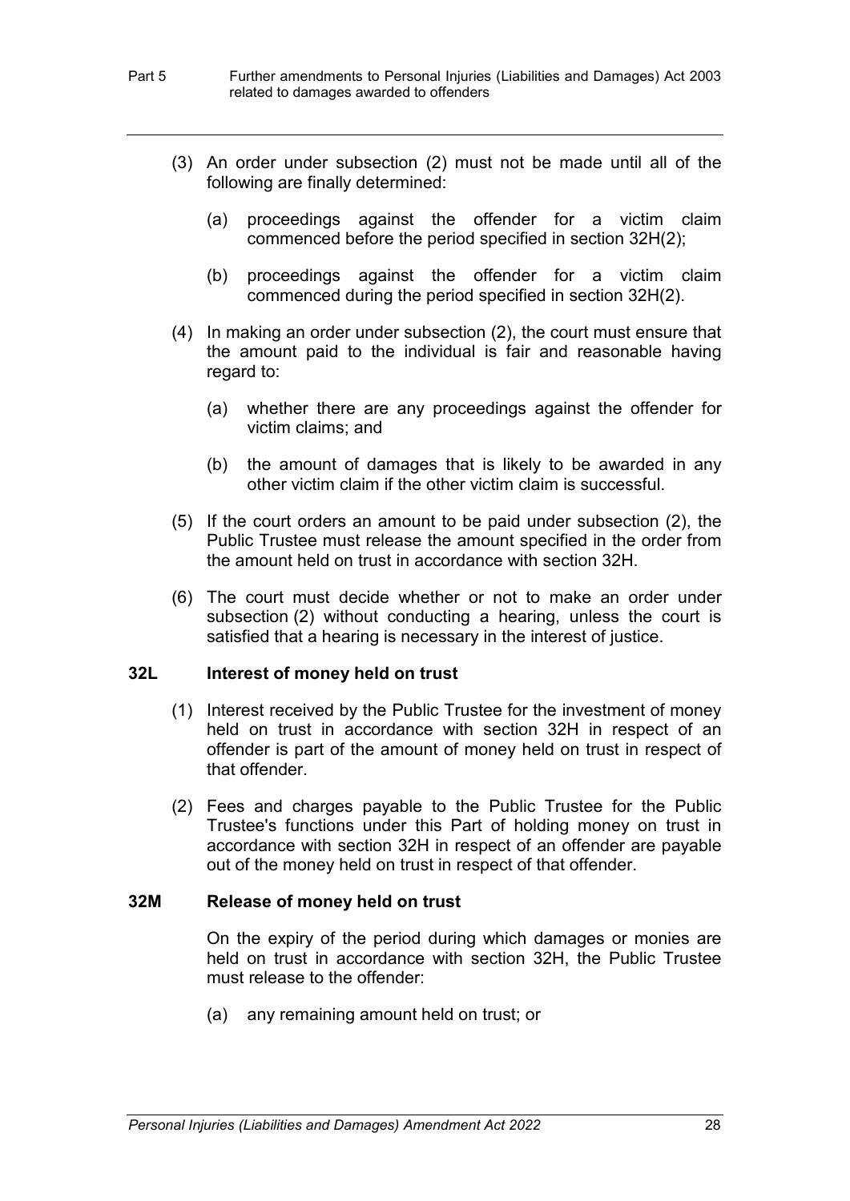(3) An order under subsection (2) must not be made until all of the following are finally determined:

(a) proceedings against the offender for a victim claim commenced before the period specified in section 32H(2);

(b) proceedings against the offender for a victim claim commenced during the period specified in section 32H(2).

(4) In making an order under subsection (2), the court must ensure that the amount paid to the individual is fair and reasonable having regard to:

(a) whether there are any proceedings against the offender for victim claims; and

(b) the amount of damages that is likely to be awarded in any other victim claim if the other victim claim is successful.

(5) If the court orders an amount to be paid under subsection (2), the Public Trustee must release the amount specified in the order from the amount held on trust in accordance with section 32H.

(6) The court must decide whether or not to make an order under subsection (2) without conducting a hearing, unless the court is satisfied that a hearing is necessary in the interest of justice.

### 32L Interest of money held on trust

(1) Interest received by the Public Trustee for the investment of money held on trust in accordance with section 32H in respect of an offender is part of the amount of money held on trust in respect of that offender.

(2) Fees and charges payable to the Public Trustee for the Public Trustee's functions under this Part of holding money on trust in accordance with section 32H in respect of an offender are payable out of the money held on trust in respect of that offender.

### 32M Release of money held on trust

On the expiry of the period during which damages or monies are held on trust in accordance with section 32H, the Public Trustee must release to the offender:

(a) any remaining amount held on trust; or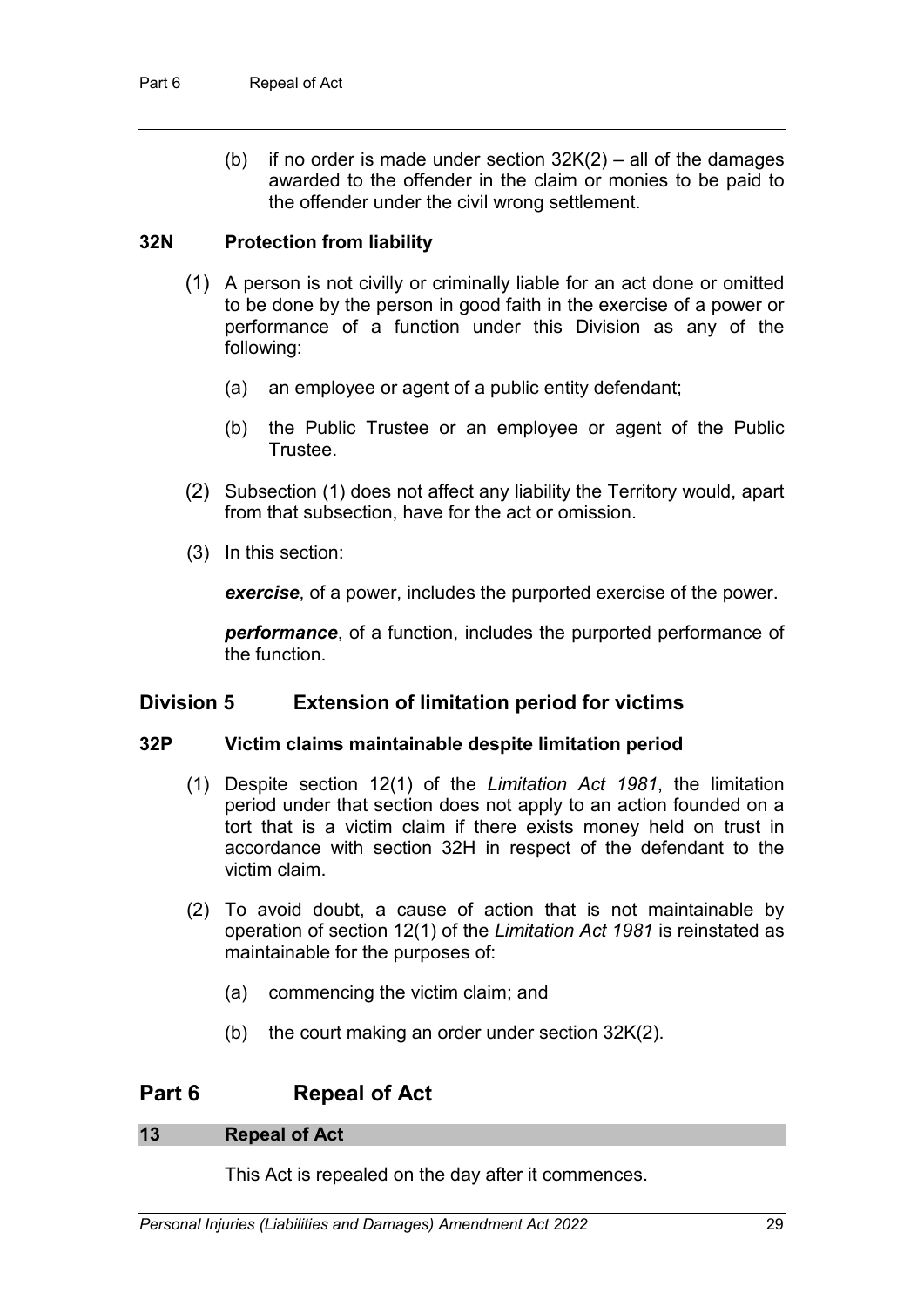(b) if no order is made under section 32K(2) – all of the damages awarded to the offender in the claim or monies to be paid to the offender under the civil wrong settlement.

**32N Protection from liability**

(1) A person is not civilly or criminally liable for an act done or omitted to be done by the person in good faith in the exercise of a power or performance of a function under this Division as any of the following:

(a) an employee or agent of a public entity defendant;

(b) the Public Trustee or an employee or agent of the Public Trustee.

(2) Subsection (1) does not affect any liability the Territory would, apart from that subsection, have for the act or omission.

(3) In this section:

***exercise***, of a power, includes the purported exercise of the power.

***performance***, of a function, includes the purported performance of the function.

## Division 5 Extension of limitation period for victims

**32P Victim claims maintainable despite limitation period**

(1) Despite section 12(1) of the *Limitation Act 1981*, the limitation period under that section does not apply to an action founded on a tort that is a victim claim if there exists money held on trust in accordance with section 32H in respect of the defendant to the victim claim.

(2) To avoid doubt, a cause of action that is not maintainable by operation of section 12(1) of the *Limitation Act 1981* is reinstated as maintainable for the purposes of:

(a) commencing the victim claim; and

(b) the court making an order under section 32K(2).

# Part 6 Repeal of Act

**13 Repeal of Act**

This Act is repealed on the day after it commences.